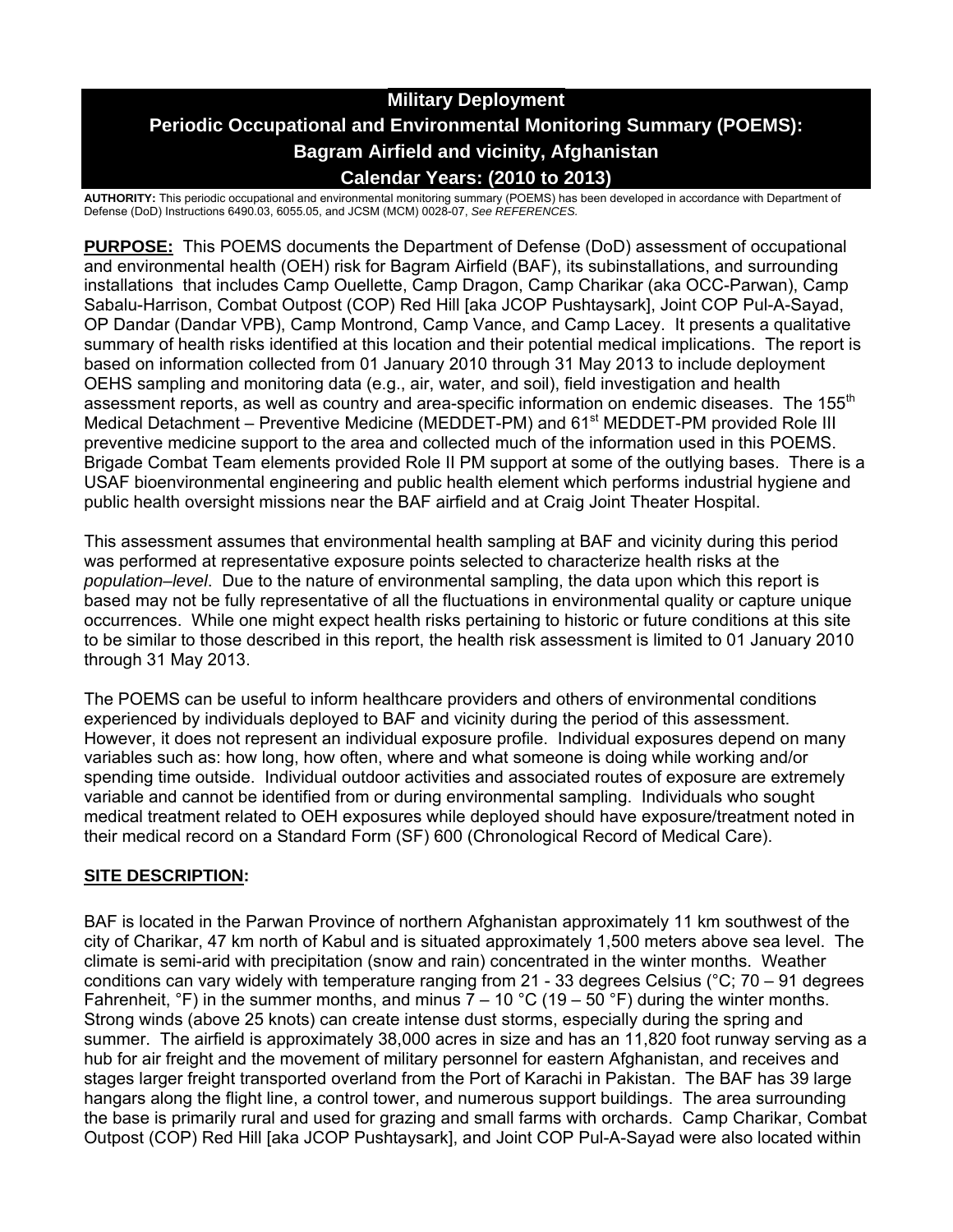# Military Deployment

# Periodic Occupational and Environmental Monitoring Summary (POEMS): Bagram Airfield and vicinity, Afghanistan

# Calendar Years: (2010 to 2013)

**AUTHORITY:** This periodic occupational and environmental monitoring summary (POEMS) has been developed in accordance with Department of Defense (DoD) Instructions 6490.03, 6055.05, and JCSM (MCM) 0028-07, *See REFERENCES.*

**PURPOSE:** This POEMS documents the Department of Defense (DoD) assessment of occupational and environmental health (OEH) risk for Bagram Airfield (BAF), its subinstallations, and surrounding installations that includes Camp Ouellette, Camp Dragon, Camp Charikar (aka OCC-Parwan), Camp Sabalu-Harrison, Combat Outpost (COP) Red Hill [aka JCOP Pushtaysark], Joint COP Pul-A-Sayad, OP Dandar (Dandar VPB), Camp Montrond, Camp Vance, and Camp Lacey. It presents a qualitative summary of health risks identified at this location and their potential medical implications. The report is based on information collected from 01 January 2010 through 31 May 2013 to include deployment OEHS sampling and monitoring data (e.g., air, water, and soil), field investigation and health assessment reports, as well as country and area-specific information on endemic diseases. The 155th Medical Detachment – Preventive Medicine (MEDDET-PM) and 61st MEDDET-PM provided Role III preventive medicine support to the area and collected much of the information used in this POEMS. Brigade Combat Team elements provided Role II PM support at some of the outlying bases. There is a USAF bioenvironmental engineering and public health element which performs industrial hygiene and public health oversight missions near the BAF airfield and at Craig Joint Theater Hospital.

This assessment assumes that environmental health sampling at BAF and vicinity during this period was performed at representative exposure points selected to characterize health risks at the *population–level*. Due to the nature of environmental sampling, the data upon which this report is based may not be fully representative of all the fluctuations in environmental quality or capture unique occurrences. While one might expect health risks pertaining to historic or future conditions at this site to be similar to those described in this report, the health risk assessment is limited to 01 January 2010 through 31 May 2013.

The POEMS can be useful to inform healthcare providers and others of environmental conditions experienced by individuals deployed to BAF and vicinity during the period of this assessment. However, it does not represent an individual exposure profile. Individual exposures depend on many variables such as: how long, how often, where and what someone is doing while working and/or spending time outside. Individual outdoor activities and associated routes of exposure are extremely variable and cannot be identified from or during environmental sampling. Individuals who sought medical treatment related to OEH exposures while deployed should have exposure/treatment noted in their medical record on a Standard Form (SF) 600 (Chronological Record of Medical Care).

## SITE DESCRIPTION:

BAF is located in the Parwan Province of northern Afghanistan approximately 11 km southwest of the city of Charikar, 47 km north of Kabul and is situated approximately 1,500 meters above sea level. The climate is semi-arid with precipitation (snow and rain) concentrated in the winter months. Weather conditions can vary widely with temperature ranging from 21 - 33 degrees Celsius (°C; 70 – 91 degrees Fahrenheit, °F) in the summer months, and minus 7 – 10 °C (19 – 50 °F) during the winter months. Strong winds (above 25 knots) can create intense dust storms, especially during the spring and summer. The airfield is approximately 38,000 acres in size and has an 11,820 foot runway serving as a hub for air freight and the movement of military personnel for eastern Afghanistan, and receives and stages larger freight transported overland from the Port of Karachi in Pakistan. The BAF has 39 large hangars along the flight line, a control tower, and numerous support buildings. The area surrounding the base is primarily rural and used for grazing and small farms with orchards. Camp Charikar, Combat Outpost (COP) Red Hill [aka JCOP Pushtaysark], and Joint COP Pul-A-Sayad were also located within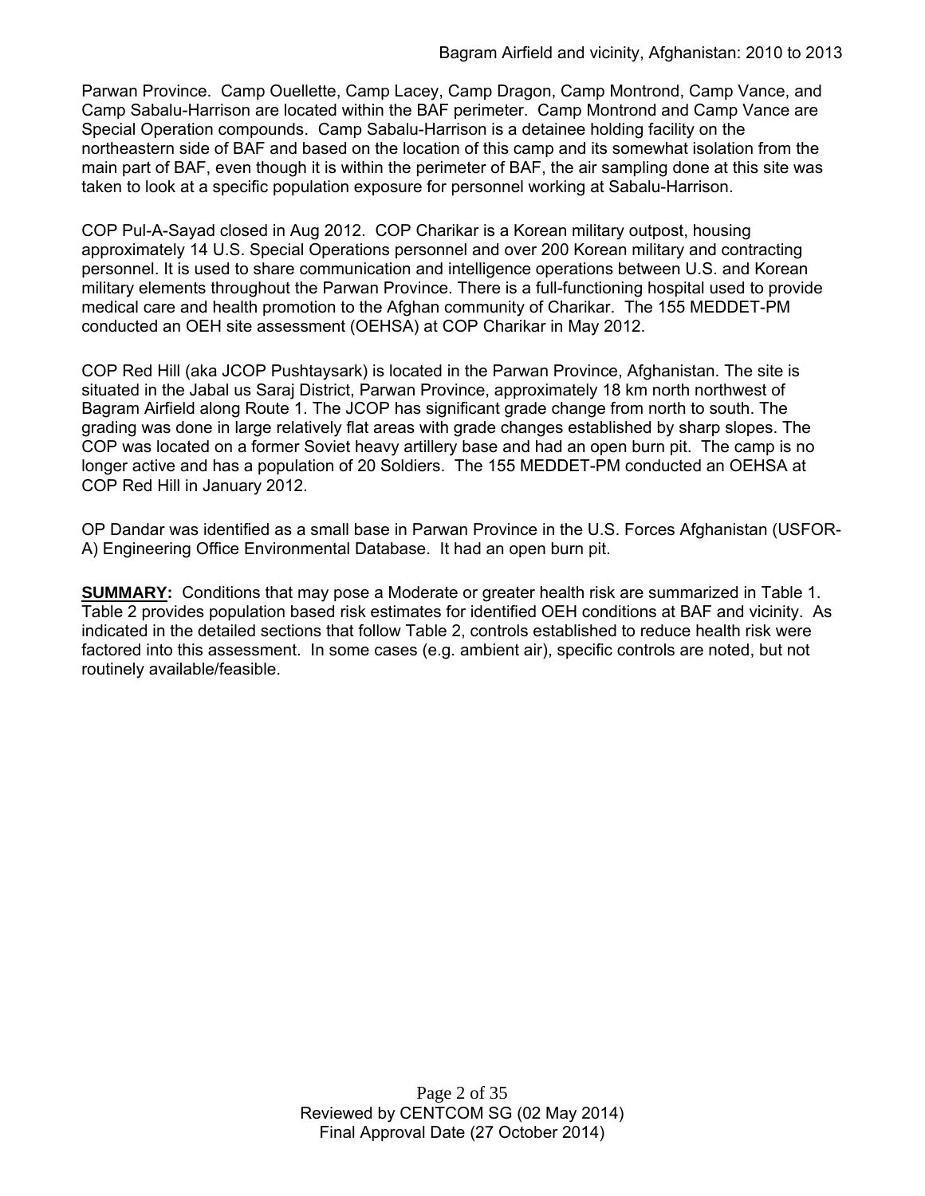Parwan Province. Camp Ouellette, Camp Lacey, Camp Dragon, Camp Montrond, Camp Vance, and Camp Sabalu-Harrison are located within the BAF perimeter. Camp Montrond and Camp Vance are Special Operation compounds. Camp Sabalu-Harrison is a detainee holding facility on the northeastern side of BAF and based on the location of this camp and its somewhat isolation from the main part of BAF, even though it is within the perimeter of BAF, the air sampling done at this site was taken to look at a specific population exposure for personnel working at Sabalu-Harrison.

COP Pul-A-Sayad closed in Aug 2012. COP Charikar is a Korean military outpost, housing approximately 14 U.S. Special Operations personnel and over 200 Korean military and contracting personnel. It is used to share communication and intelligence operations between U.S. and Korean military elements throughout the Parwan Province. There is a full-functioning hospital used to provide medical care and health promotion to the Afghan community of Charikar. The 155 MEDDET-PM conducted an OEH site assessment (OEHSA) at COP Charikar in May 2012.

COP Red Hill (aka JCOP Pushtaysark) is located in the Parwan Province, Afghanistan. The site is situated in the Jabal us Saraj District, Parwan Province, approximately 18 km north northwest of Bagram Airfield along Route 1. The JCOP has significant grade change from north to south. The grading was done in large relatively flat areas with grade changes established by sharp slopes. The COP was located on a former Soviet heavy artillery base and had an open burn pit. The camp is no longer active and has a population of 20 Soldiers. The 155 MEDDET-PM conducted an OEHSA at COP Red Hill in January 2012.

OP Dandar was identified as a small base in Parwan Province in the U.S. Forces Afghanistan (USFOR-A) Engineering Office Environmental Database. It had an open burn pit.

**SUMMARY:** Conditions that may pose a Moderate or greater health risk are summarized in Table 1. Table 2 provides population based risk estimates for identified OEH conditions at BAF and vicinity. As indicated in the detailed sections that follow Table 2, controls established to reduce health risk were factored into this assessment. In some cases (e.g. ambient air), specific controls are noted, but not routinely available/feasible.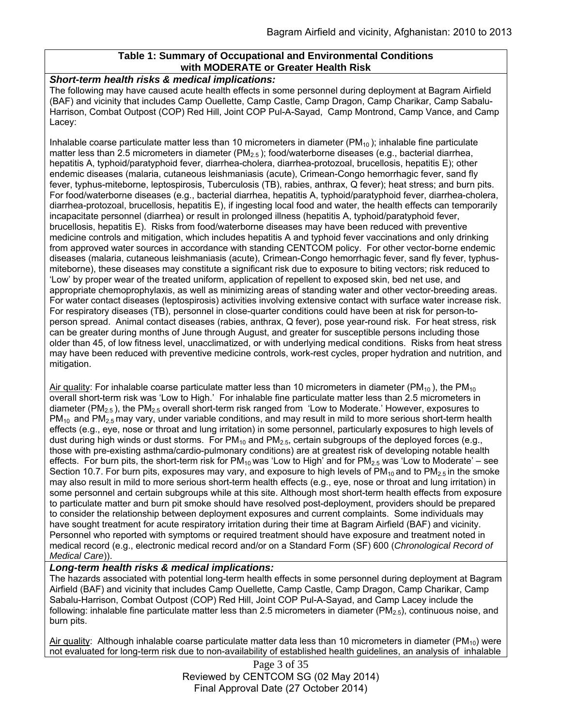**Table 1: Summary of Occupational and Environmental Conditions with MODERATE or Greater Health Risk**

***Short-term health risks & medical implications:***

The following may have caused acute health effects in some personnel during deployment at Bagram Airfield (BAF) and vicinity that includes Camp Ouellette, Camp Castle, Camp Dragon, Camp Charikar, Camp Sabalu-Harrison, Combat Outpost (COP) Red Hill, Joint COP Pul-A-Sayad, Camp Montrond, Camp Vance, and Camp Lacey:

Inhalable coarse particulate matter less than 10 micrometers in diameter ($PM_{10}$); inhalable fine particulate matter less than 2.5 micrometers in diameter ($PM_{2.5}$); food/waterborne diseases (e.g., bacterial diarrhea, hepatitis A, typhoid/paratyphoid fever, diarrhea-cholera, diarrhea-protozoal, brucellosis, hepatitis E); other endemic diseases (malaria, cutaneous leishmaniasis (acute), Crimean-Congo hemorrhagic fever, sand fly fever, typhus-miteborne, leptospirosis, Tuberculosis (TB), rabies, anthrax, Q fever); heat stress; and burn pits. For food/waterborne diseases (e.g., bacterial diarrhea, hepatitis A, typhoid/paratyphoid fever, diarrhea-cholera, diarrhea-protozoal, brucellosis, hepatitis E), if ingesting local food and water, the health effects can temporarily incapacitate personnel (diarrhea) or result in prolonged illness (hepatitis A, typhoid/paratyphoid fever, brucellosis, hepatitis E). Risks from food/waterborne diseases may have been reduced with preventive medicine controls and mitigation, which includes hepatitis A and typhoid fever vaccinations and only drinking from approved water sources in accordance with standing CENTCOM policy. For other vector-borne endemic diseases (malaria, cutaneous leishmaniasis (acute), Crimean-Congo hemorrhagic fever, sand fly fever, typhus-miteborne), these diseases may constitute a significant risk due to exposure to biting vectors; risk reduced to 'Low' by proper wear of the treated uniform, application of repellent to exposed skin, bed net use, and appropriate chemoprophylaxis, as well as minimizing areas of standing water and other vector-breeding areas. For water contact diseases (leptospirosis) activities involving extensive contact with surface water increase risk. For respiratory diseases (TB), personnel in close-quarter conditions could have been at risk for person-to-person spread. Animal contact diseases (rabies, anthrax, Q fever), pose year-round risk. For heat stress, risk can be greater during months of June through August, and greater for susceptible persons including those older than 45, of low fitness level, unacclimatized, or with underlying medical conditions. Risks from heat stress may have been reduced with preventive medicine controls, work-rest cycles, proper hydration and nutrition, and mitigation.

Air quality: For inhalable coarse particulate matter less than 10 micrometers in diameter ($PM_{10}$), the $PM_{10}$ overall short-term risk was 'Low to High.' For inhalable fine particulate matter less than 2.5 micrometers in diameter ($PM_{2.5}$), the $PM_{2.5}$ overall short-term risk ranged from 'Low to Moderate.' However, exposures to $PM_{10}$ and $PM_{2.5}$ may vary, under variable conditions, and may result in mild to more serious short-term health effects (e.g., eye, nose or throat and lung irritation) in some personnel, particularly exposures to high levels of dust during high winds or dust storms. For $PM_{10}$ and $PM_{2.5}$, certain subgroups of the deployed forces (e.g., those with pre-existing asthma/cardio-pulmonary conditions) are at greatest risk of developing notable health effects. For burn pits, the short-term risk for $PM_{10}$ was 'Low to High' and for $PM_{2.5}$ was 'Low to Moderate' – see Section 10.7. For burn pits, exposures may vary, and exposure to high levels of $PM_{10}$ and to $PM_{2.5}$ in the smoke may also result in mild to more serious short-term health effects (e.g., eye, nose or throat and lung irritation) in some personnel and certain subgroups while at this site. Although most short-term health effects from exposure to particulate matter and burn pit smoke should have resolved post-deployment, providers should be prepared to consider the relationship between deployment exposures and current complaints. Some individuals may have sought treatment for acute respiratory irritation during their time at Bagram Airfield (BAF) and vicinity. Personnel who reported with symptoms or required treatment should have exposure and treatment noted in medical record (e.g., electronic medical record and/or on a Standard Form (SF) 600 (*Chronological Record of Medical Care*)).

***Long-term health risks & medical implications:***

The hazards associated with potential long-term health effects in some personnel during deployment at Bagram Airfield (BAF) and vicinity that includes Camp Ouellette, Camp Castle, Camp Dragon, Camp Charikar, Camp Sabalu-Harrison, Combat Outpost (COP) Red Hill, Joint COP Pul-A-Sayad, and Camp Lacey include the following: inhalable fine particulate matter less than 2.5 micrometers in diameter ($PM_{2.5}$), continuous noise, and burn pits.

Air quality: Although inhalable coarse particulate matter data less than 10 micrometers in diameter ($PM_{10}$) were not evaluated for long-term risk due to non-availability of established health guidelines, an analysis of inhalable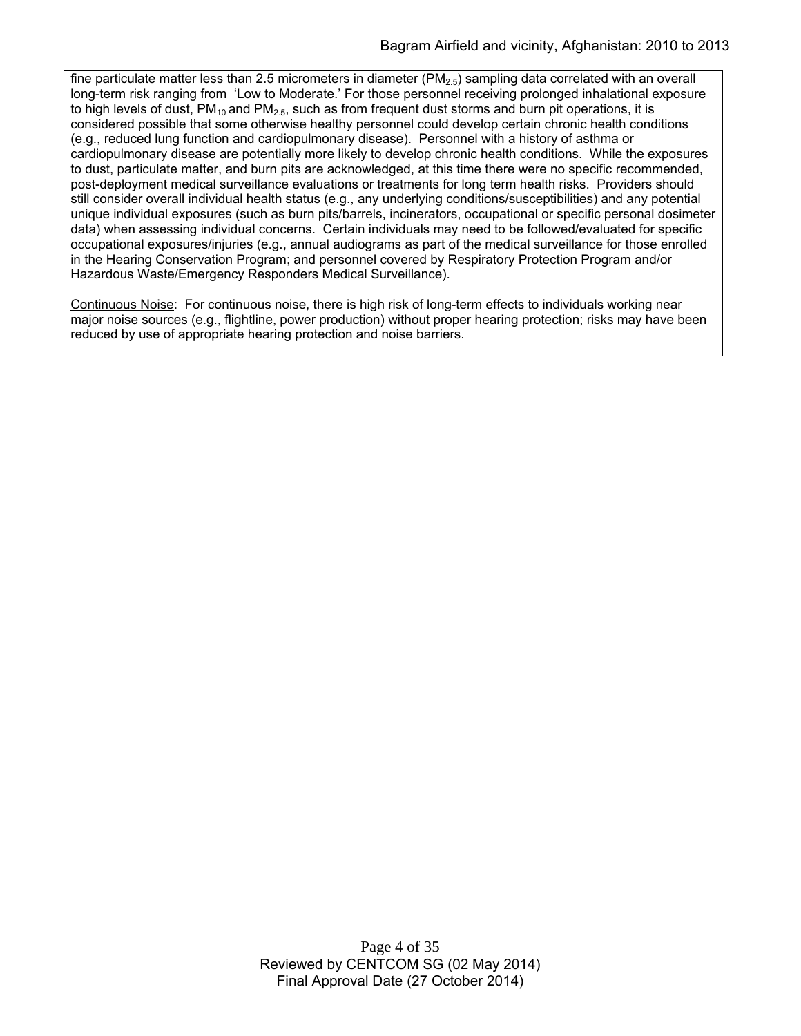fine particulate matter less than 2.5 micrometers in diameter ($PM_{2.5}$) sampling data correlated with an overall long-term risk ranging from 'Low to Moderate.' For those personnel receiving prolonged inhalational exposure to high levels of dust, $PM_{10}$ and $PM_{2.5}$, such as from frequent dust storms and burn pit operations, it is considered possible that some otherwise healthy personnel could develop certain chronic health conditions (e.g., reduced lung function and cardiopulmonary disease). Personnel with a history of asthma or cardiopulmonary disease are potentially more likely to develop chronic health conditions. While the exposures to dust, particulate matter, and burn pits are acknowledged, at this time there were no specific recommended, post-deployment medical surveillance evaluations or treatments for long term health risks. Providers should still consider overall individual health status (e.g., any underlying conditions/susceptibilities) and any potential unique individual exposures (such as burn pits/barrels, incinerators, occupational or specific personal dosimeter data) when assessing individual concerns. Certain individuals may need to be followed/evaluated for specific occupational exposures/injuries (e.g., annual audiograms as part of the medical surveillance for those enrolled in the Hearing Conservation Program; and personnel covered by Respiratory Protection Program and/or Hazardous Waste/Emergency Responders Medical Surveillance).

Continuous Noise: For continuous noise, there is high risk of long-term effects to individuals working near major noise sources (e.g., flightline, power production) without proper hearing protection; risks may have been reduced by use of appropriate hearing protection and noise barriers.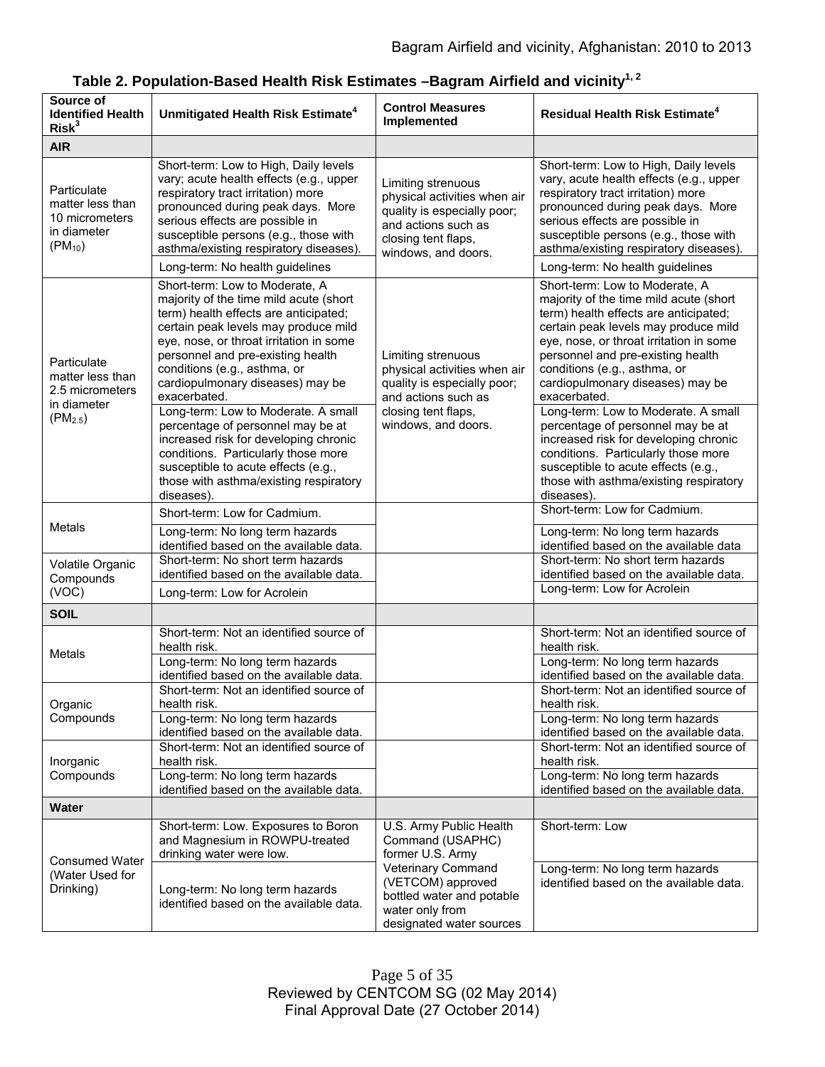### Table 2. Population-Based Health Risk Estimates –Bagram Airfield and vicinity[1, 2]

| Source of Identified Health Risk[3] | Unmitigated Health Risk Estimate[4] | Control Measures Implemented | Residual Health Risk Estimate[4] |
|---|---|---|---|
| **AIR** | | | |
| Particulate matter less than 10 micrometers in diameter ($PM_{10}$) | Short-term: Low to High, Daily levels vary; acute health effects (e.g., upper respiratory tract irritation) more pronounced during peak days. More serious effects are possible in susceptible persons (e.g., those with asthma/existing respiratory diseases). | Limiting strenuous physical activities when air quality is especially poor; and actions such as closing tent flaps, windows, and doors. | Short-term: Low to High, Daily levels vary, acute health effects (e.g., upper respiratory tract irritation) more pronounced during peak days. More serious effects are possible in susceptible persons (e.g., those with asthma/existing respiratory diseases). |
| | Long-term: No health guidelines | | Long-term: No health guidelines |
| Particulate matter less than 2.5 micrometers in diameter ($PM_{2.5}$) | Short-term: Low to Moderate, A majority of the time mild acute (short term) health effects are anticipated; certain peak levels may produce mild eye, nose, or throat irritation in some personnel and pre-existing health conditions (e.g., asthma, or cardiopulmonary diseases) may be exacerbated. | Limiting strenuous physical activities when air quality is especially poor; and actions such as closing tent flaps, windows, and doors. | Short-term: Low to Moderate, A majority of the time mild acute (short term) health effects are anticipated; certain peak levels may produce mild eye, nose, or throat irritation in some personnel and pre-existing health conditions (e.g., asthma, or cardiopulmonary diseases) may be exacerbated. |
| | Long-term: Low to Moderate. A small percentage of personnel may be at increased risk for developing chronic conditions. Particularly those more susceptible to acute effects (e.g., those with asthma/existing respiratory diseases). | | Long-term: Low to Moderate. A small percentage of personnel may be at increased risk for developing chronic conditions. Particularly those more susceptible to acute effects (e.g., those with asthma/existing respiratory diseases). |
| Metals | Short-term: Low for Cadmium. | | Short-term: Low for Cadmium. |
| | Long-term: No long term hazards identified based on the available data. | | Long-term: No long term hazards identified based on the available data |
| Volatile Organic Compounds (VOC) | Short-term: No short term hazards identified based on the available data. | | Short-term: No short term hazards identified based on the available data. |
| | Long-term: Low for Acrolein | | Long-term: Low for Acrolein |
| **SOIL** | | | |
| Metals | Short-term: Not an identified source of health risk. | | Short-term: Not an identified source of health risk. |
| | Long-term: No long term hazards identified based on the available data. | | Long-term: No long term hazards identified based on the available data. |
| Organic Compounds | Short-term: Not an identified source of health risk. | | Short-term: Not an identified source of health risk. |
| | Long-term: No long term hazards identified based on the available data. | | Long-term: No long term hazards identified based on the available data. |
| Inorganic Compounds | Short-term: Not an identified source of health risk. | | Short-term: Not an identified source of health risk. |
| | Long-term: No long term hazards identified based on the available data. | | Long-term: No long term hazards identified based on the available data. |
| **Water** | | | |
| Consumed Water (Water Used for Drinking) | Short-term: Low. Exposures to Boron and Magnesium in ROWPU-treated drinking water were low. | U.S. Army Public Health Command (USAPHC) former U.S. Army Veterinary Command (VETCOM) approved bottled water and potable water only from designated water sources | Short-term: Low |
| | Long-term: No long term hazards identified based on the available data. | | Long-term: No long term hazards identified based on the available data. |

Reviewed by CENTCOM SG (02 May 2014)
Final Approval Date (27 October 2014)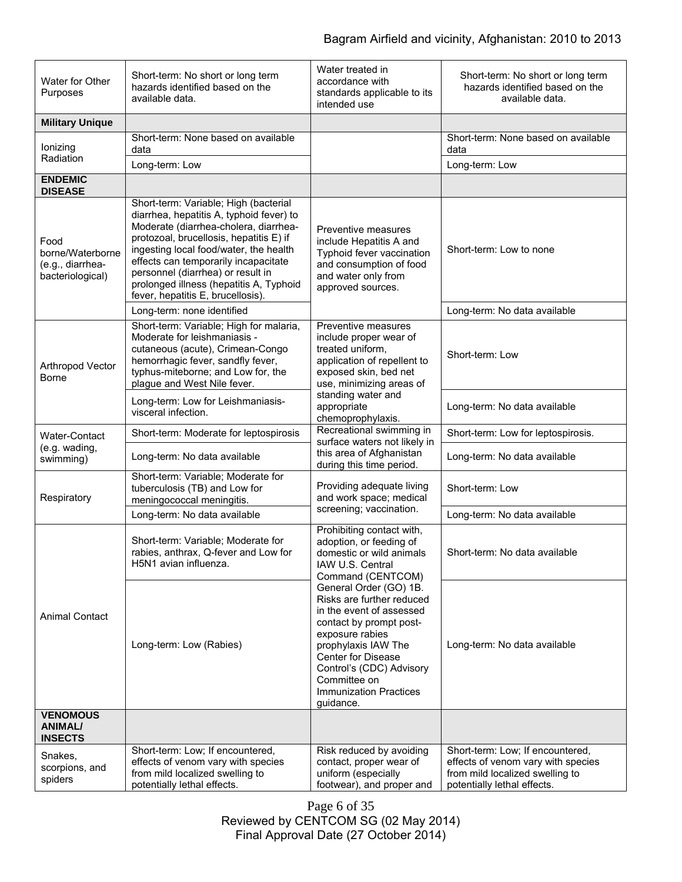| Water for Other Purposes | Short-term: No short or long term hazards identified based on the available data. | Water treated in accordance with standards applicable to its intended use | Short-term: No short or long term hazards identified based on the available data. |
|---|---|---|---|
| **Military Unique** | | | |
| Ionizing Radiation | Short-term: None based on available data | | Short-term: None based on available data |
| | Long-term: Low | | Long-term: Low |
| **ENDEMIC DISEASE** | | | |
| Food borne/Waterborne (e.g., diarrhea-bacteriological) | Short-term: Variable; High (bacterial diarrhea, hepatitis A, typhoid fever) to Moderate (diarrhea-cholera, diarrhea-protozoal, brucellosis, hepatitis E) if ingesting local food/water, the health effects can temporarily incapacitate personnel (diarrhea) or result in prolonged illness (hepatitis A, Typhoid fever, hepatitis E, brucellosis). | Preventive measures include Hepatitis A and Typhoid fever vaccination and consumption of food and water only from approved sources. | Short-term: Low to none |
| | Long-term: none identified | | Long-term: No data available |
| Arthropod Vector Borne | Short-term: Variable; High for malaria, Moderate for leishmaniasis - cutaneous (acute), Crimean-Congo hemorrhagic fever, sandfly fever, typhus-miteborne; and Low for, the plague and West Nile fever. | Preventive measures include proper wear of treated uniform, application of repellent to exposed skin, bed net use, minimizing areas of standing water and appropriate chemoprophylaxis. | Short-term: Low |
| | Long-term: Low for Leishmaniasis-visceral infection. | | Long-term: No data available |
| Water-Contact (e.g. wading, swimming) | Short-term: Moderate for leptospirosis | Recreational swimming in surface waters not likely in this area of Afghanistan during this time period. | Short-term: Low for leptospirosis. |
| | Long-term: No data available | | Long-term: No data available |
| Respiratory | Short-term: Variable; Moderate for tuberculosis (TB) and Low for meningococcal meningitis. | Providing adequate living and work space; medical screening; vaccination. | Short-term: Low |
| | Long-term: No data available | | Long-term: No data available |
| Animal Contact | Short-term: Variable; Moderate for rabies, anthrax, Q-fever and Low for H5N1 avian influenza. | Prohibiting contact with, adoption, or feeding of domestic or wild animals IAW U.S. Central Command (CENTCOM) General Order (GO) 1B. Risks are further reduced in the event of assessed contact by prompt post-exposure rabies prophylaxis IAW The Center for Disease Control's (CDC) Advisory Committee on Immunization Practices guidance. | Short-term: No data available |
| | Long-term: Low (Rabies) | | Long-term: No data available |
| **VENOMOUS ANIMAL/ INSECTS** | | | |
| Snakes, scorpions, and spiders | Short-term: Low; If encountered, effects of venom vary with species from mild localized swelling to potentially lethal effects. | Risk reduced by avoiding contact, proper wear of uniform (especially footwear), and proper and | Short-term: Low; If encountered, effects of venom vary with species from mild localized swelling to potentially lethal effects. |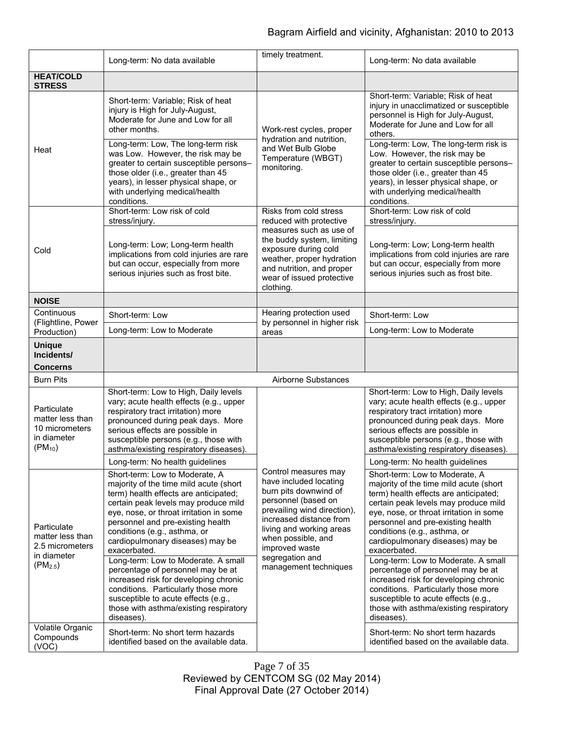| | Long-term: No data available | timely treatment. | Long-term: No data available |
|---|---|---|---|
| **HEAT/COLD STRESS** | | | |
| Heat | Short-term: Variable; Risk of heat injury is High for July-August, Moderate for June and Low for all other months. | Work-rest cycles, proper hydration and nutrition, and Wet Bulb Globe Temperature (WBGT) monitoring. | Short-term: Variable; Risk of heat injury in unacclimatized or susceptible personnel is High for July-August, Moderate for June and Low for all others. |
| | Long-term: Low, The long-term risk was Low. However, the risk may be greater to certain susceptible persons– those older (i.e., greater than 45 years), in lesser physical shape, or with underlying medical/health conditions. | | Long-term: Low, The long-term risk is Low. However, the risk may be greater to certain susceptible persons– those older (i.e., greater than 45 years), in lesser physical shape, or with underlying medical/health conditions. |
| Cold | Short-term: Low risk of cold stress/injury. | Risks from cold stress reduced with protective measures such as use of the buddy system, limiting exposure during cold weather, proper hydration and nutrition, and proper wear of issued protective clothing. | Short-term: Low risk of cold stress/injury. |
| | Long-term: Low; Long-term health implications from cold injuries are rare but can occur, especially from more serious injuries such as frost bite. | | Long-term: Low; Long-term health implications from cold injuries are rare but can occur, especially from more serious injuries such as frost bite. |
| **NOISE** | | | |
| Continuous (Flightline, Power Production) | Short-term: Low | Hearing protection used by personnel in higher risk areas | Short-term: Low |
| | Long-term: Low to Moderate | | Long-term: Low to Moderate |
| **Unique Incidents/ Concerns** | | | |
| Burn Pits | | Airborne Substances | |
| Particulate matter less than 10 micrometers in diameter ($PM_{10}$) | Short-term: Low to High, Daily levels vary; acute health effects (e.g., upper respiratory tract irritation) more pronounced during peak days. More serious effects are possible in susceptible persons (e.g., those with asthma/existing respiratory diseases). | Control measures may have included locating burn pits downwind of personnel (based on prevailing wind direction), increased distance from living and working areas when possible, and improved waste segregation and management techniques | Short-term: Low to High, Daily levels vary; acute health effects (e.g., upper respiratory tract irritation) more pronounced during peak days. More serious effects are possible in susceptible persons (e.g., those with asthma/existing respiratory diseases). |
| | Long-term: No health guidelines | | Long-term: No health guidelines |
| Particulate matter less than 2.5 micrometers in diameter ($PM_{2.5}$) | Short-term: Low to Moderate, A majority of the time mild acute (short term) health effects are anticipated; certain peak levels may produce mild eye, nose, or throat irritation in some personnel and pre-existing health conditions (e.g., asthma, or cardiopulmonary diseases) may be exacerbated. | | Short-term: Low to Moderate, A majority of the time mild acute (short term) health effects are anticipated; certain peak levels may produce mild eye, nose, or throat irritation in some personnel and pre-existing health conditions (e.g., asthma, or cardiopulmonary diseases) may be exacerbated. |
| | Long-term: Low to Moderate. A small percentage of personnel may be at increased risk for developing chronic conditions. Particularly those more susceptible to acute effects (e.g., those with asthma/existing respiratory diseases). | | Long-term: Low to Moderate. A small percentage of personnel may be at increased risk for developing chronic conditions. Particularly those more susceptible to acute effects (e.g., those with asthma/existing respiratory diseases). |
| Volatile Organic Compounds (VOC) | Short-term: No short term hazards identified based on the available data. | | Short-term: No short term hazards identified based on the available data. |

Reviewed by CENTCOM SG (02 May 2014)
Final Approval Date (27 October 2014)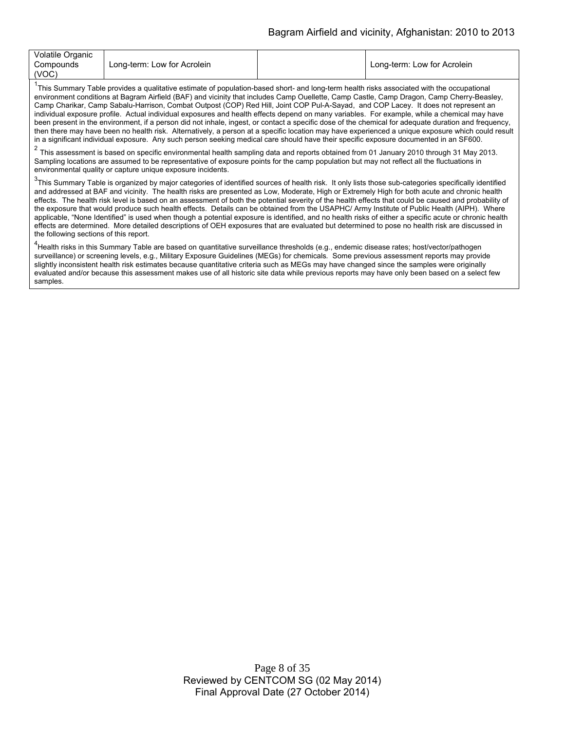| Volatile Organic Compounds (VOC) | Long-term: Low for Acrolein | | Long-term: Low for Acrolein |
|---|---|---|---|

[1]This Summary Table provides a qualitative estimate of population-based short- and long-term health risks associated with the occupational environment conditions at Bagram Airfield (BAF) and vicinity that includes Camp Ouellette, Camp Castle, Camp Dragon, Camp Cherry-Beasley, Camp Charikar, Camp Sabalu-Harrison, Combat Outpost (COP) Red Hill, Joint COP Pul-A-Sayad, and COP Lacey. It does not represent an individual exposure profile. Actual individual exposures and health effects depend on many variables. For example, while a chemical may have been present in the environment, if a person did not inhale, ingest, or contact a specific dose of the chemical for adequate duration and frequency, then there may have been no health risk. Alternatively, a person at a specific location may have experienced a unique exposure which could result in a significant individual exposure. Any such person seeking medical care should have their specific exposure documented in an SF600.

[2] This assessment is based on specific environmental health sampling data and reports obtained from 01 January 2010 through 31 May 2013. Sampling locations are assumed to be representative of exposure points for the camp population but may not reflect all the fluctuations in environmental quality or capture unique exposure incidents.

[3]This Summary Table is organized by major categories of identified sources of health risk. It only lists those sub-categories specifically identified and addressed at BAF and vicinity. The health risks are presented as Low, Moderate, High or Extremely High for both acute and chronic health effects. The health risk level is based on an assessment of both the potential severity of the health effects that could be caused and probability of the exposure that would produce such health effects. Details can be obtained from the USAPHC/ Army Institute of Public Health (AIPH). Where applicable, "None Identified" is used when though a potential exposure is identified, and no health risks of either a specific acute or chronic health effects are determined. More detailed descriptions of OEH exposures that are evaluated but determined to pose no health risk are discussed in the following sections of this report.

[4]Health risks in this Summary Table are based on quantitative surveillance thresholds (e.g., endemic disease rates; host/vector/pathogen surveillance) or screening levels, e.g., Military Exposure Guidelines (MEGs) for chemicals. Some previous assessment reports may provide slightly inconsistent health risk estimates because quantitative criteria such as MEGs may have changed since the samples were originally evaluated and/or because this assessment makes use of all historic site data while previous reports may have only been based on a select few samples.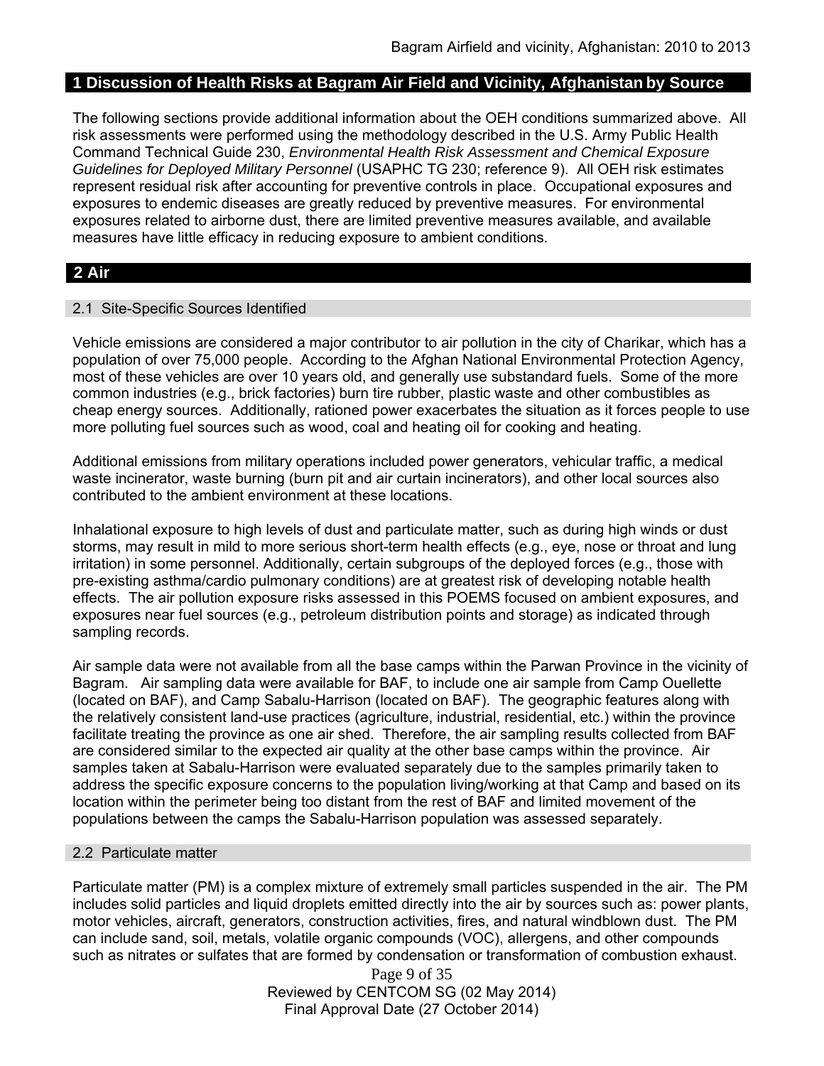## 1 Discussion of Health Risks at Bagram Air Field and Vicinity, Afghanistan by Source

The following sections provide additional information about the OEH conditions summarized above. All risk assessments were performed using the methodology described in the U.S. Army Public Health Command Technical Guide 230, *Environmental Health Risk Assessment and Chemical Exposure Guidelines for Deployed Military Personnel* (USAPHC TG 230; reference 9). All OEH risk estimates represent residual risk after accounting for preventive controls in place. Occupational exposures and exposures to endemic diseases are greatly reduced by preventive measures. For environmental exposures related to airborne dust, there are limited preventive measures available, and available measures have little efficacy in reducing exposure to ambient conditions.

## 2 Air

### 2.1 Site-Specific Sources Identified

Vehicle emissions are considered a major contributor to air pollution in the city of Charikar, which has a population of over 75,000 people. According to the Afghan National Environmental Protection Agency, most of these vehicles are over 10 years old, and generally use substandard fuels. Some of the more common industries (e.g., brick factories) burn tire rubber, plastic waste and other combustibles as cheap energy sources. Additionally, rationed power exacerbates the situation as it forces people to use more polluting fuel sources such as wood, coal and heating oil for cooking and heating.

Additional emissions from military operations included power generators, vehicular traffic, a medical waste incinerator, waste burning (burn pit and air curtain incinerators), and other local sources also contributed to the ambient environment at these locations.

Inhalational exposure to high levels of dust and particulate matter, such as during high winds or dust storms, may result in mild to more serious short-term health effects (e.g., eye, nose or throat and lung irritation) in some personnel. Additionally, certain subgroups of the deployed forces (e.g., those with pre-existing asthma/cardio pulmonary conditions) are at greatest risk of developing notable health effects. The air pollution exposure risks assessed in this POEMS focused on ambient exposures, and exposures near fuel sources (e.g., petroleum distribution points and storage) as indicated through sampling records.

Air sample data were not available from all the base camps within the Parwan Province in the vicinity of Bagram. Air sampling data were available for BAF, to include one air sample from Camp Ouellette (located on BAF), and Camp Sabalu-Harrison (located on BAF). The geographic features along with the relatively consistent land-use practices (agriculture, industrial, residential, etc.) within the province facilitate treating the province as one air shed. Therefore, the air sampling results collected from BAF are considered similar to the expected air quality at the other base camps within the province. Air samples taken at Sabalu-Harrison were evaluated separately due to the samples primarily taken to address the specific exposure concerns to the population living/working at that Camp and based on its location within the perimeter being too distant from the rest of BAF and limited movement of the populations between the camps the Sabalu-Harrison population was assessed separately.

### 2.2 Particulate matter

Particulate matter (PM) is a complex mixture of extremely small particles suspended in the air. The PM includes solid particles and liquid droplets emitted directly into the air by sources such as: power plants, motor vehicles, aircraft, generators, construction activities, fires, and natural windblown dust. The PM can include sand, soil, metals, volatile organic compounds (VOC), allergens, and other compounds such as nitrates or sulfates that are formed by condensation or transformation of combustion exhaust.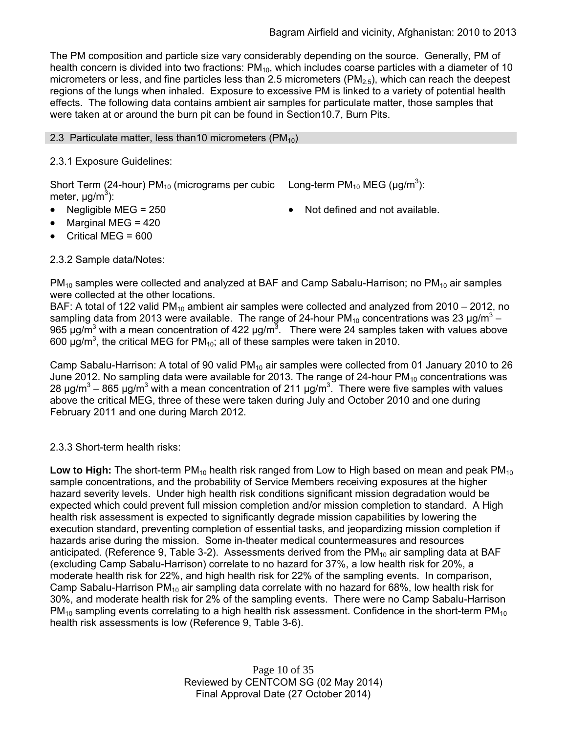The PM composition and particle size vary considerably depending on the source. Generally, PM of health concern is divided into two fractions: $PM_{10}$, which includes coarse particles with a diameter of 10 micrometers or less, and fine particles less than 2.5 micrometers ($PM_{2.5}$), which can reach the deepest regions of the lungs when inhaled. Exposure to excessive PM is linked to a variety of potential health effects. The following data contains ambient air samples for particulate matter, those samples that were taken at or around the burn pit can be found in Section10.7, Burn Pits.

## 2.3 Particulate matter, less than10 micrometers ($PM_{10}$)

2.3.1 Exposure Guidelines:

Short Term (24-hour) $PM_{10}$ (micrograms per cubic meter, $\mu g/m^3$):

- Negligible MEG = 250
- Marginal MEG = 420
- Critical MEG = 600

Long-term $PM_{10}$ MEG ($\mu g/m^3$):

- Not defined and not available.

2.3.2 Sample data/Notes:

$PM_{10}$ samples were collected and analyzed at BAF and Camp Sabalu-Harrison; no $PM_{10}$ air samples were collected at the other locations.

BAF: A total of 122 valid $PM_{10}$ ambient air samples were collected and analyzed from 2010 – 2012, no sampling data from 2013 were available. The range of 24-hour $PM_{10}$ concentrations was 23 $\mu g/m^3$ – 965 $\mu g/m^3$ with a mean concentration of 422 $\mu g/m^3$. There were 24 samples taken with values above 600 $\mu g/m^3$, the critical MEG for $PM_{10}$; all of these samples were taken in 2010.

Camp Sabalu-Harrison: A total of 90 valid $PM_{10}$ air samples were collected from 01 January 2010 to 26 June 2012. No sampling data were available for 2013. The range of 24-hour $PM_{10}$ concentrations was 28 $\mu g/m^3$ – 865 $\mu g/m^3$ with a mean concentration of 211 $\mu g/m^3$. There were five samples with values above the critical MEG, three of these were taken during July and October 2010 and one during February 2011 and one during March 2012.

2.3.3 Short-term health risks:

**Low to High:** The short-term $PM_{10}$ health risk ranged from Low to High based on mean and peak $PM_{10}$ sample concentrations, and the probability of Service Members receiving exposures at the higher hazard severity levels. Under high health risk conditions significant mission degradation would be expected which could prevent full mission completion and/or mission completion to standard. A High health risk assessment is expected to significantly degrade mission capabilities by lowering the execution standard, preventing completion of essential tasks, and jeopardizing mission completion if hazards arise during the mission. Some in-theater medical countermeasures and resources anticipated. (Reference 9, Table 3-2). Assessments derived from the $PM_{10}$ air sampling data at BAF (excluding Camp Sabalu-Harrison) correlate to no hazard for 37%, a low health risk for 20%, a moderate health risk for 22%, and high health risk for 22% of the sampling events. In comparison, Camp Sabalu-Harrison $PM_{10}$ air sampling data correlate with no hazard for 68%, low health risk for 30%, and moderate health risk for 2% of the sampling events. There were no Camp Sabalu-Harrison $PM_{10}$ sampling events correlating to a high health risk assessment. Confidence in the short-term $PM_{10}$ health risk assessments is low (Reference 9, Table 3-6).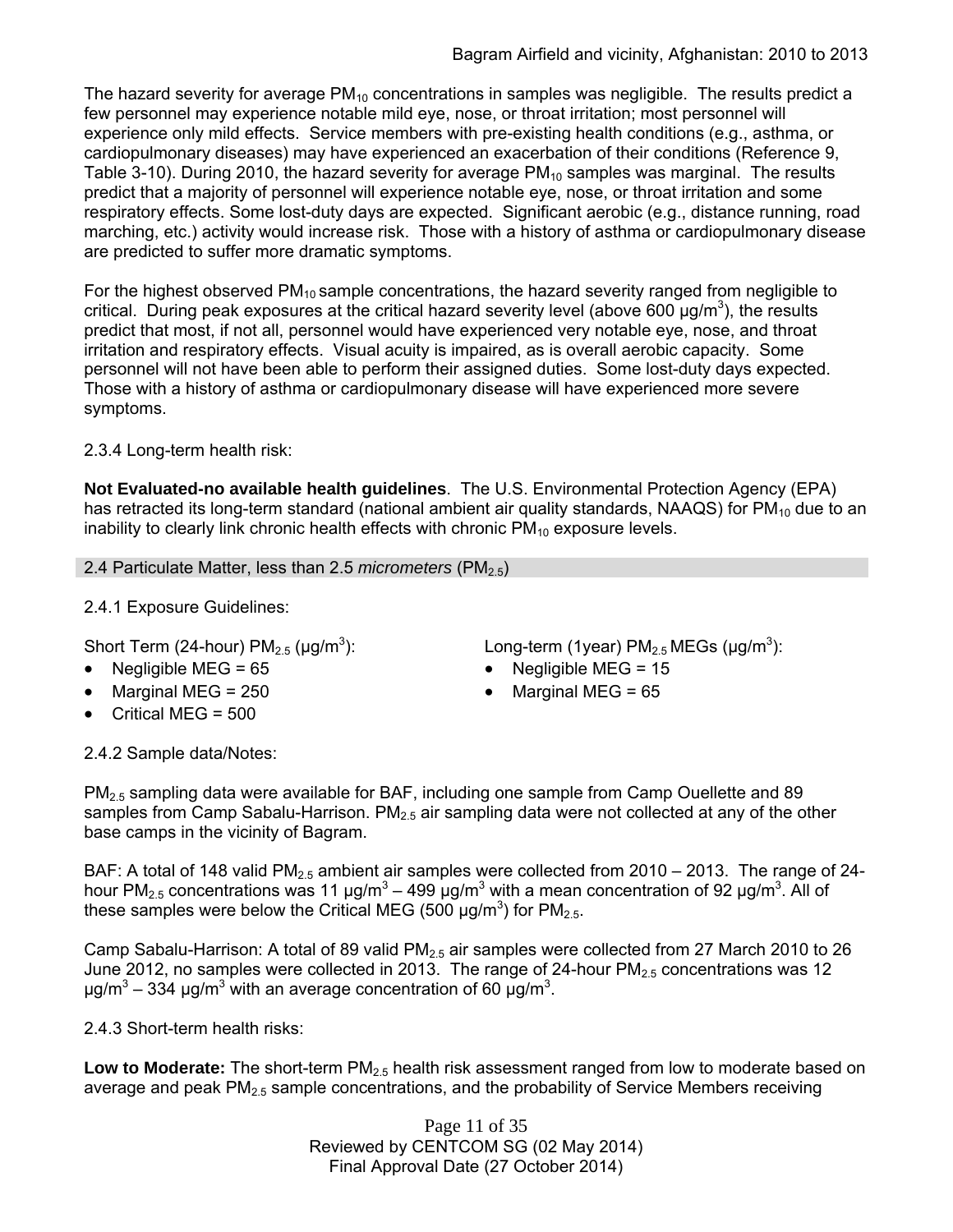The hazard severity for average $PM_{10}$ concentrations in samples was negligible. The results predict a few personnel may experience notable mild eye, nose, or throat irritation; most personnel will experience only mild effects. Service members with pre-existing health conditions (e.g., asthma, or cardiopulmonary diseases) may have experienced an exacerbation of their conditions (Reference 9, Table 3-10). During 2010, the hazard severity for average $PM_{10}$ samples was marginal. The results predict that a majority of personnel will experience notable eye, nose, or throat irritation and some respiratory effects. Some lost-duty days are expected. Significant aerobic (e.g., distance running, road marching, etc.) activity would increase risk. Those with a history of asthma or cardiopulmonary disease are predicted to suffer more dramatic symptoms.

For the highest observed $PM_{10}$ sample concentrations, the hazard severity ranged from negligible to critical. During peak exposures at the critical hazard severity level (above 600 μg/$m^3$), the results predict that most, if not all, personnel would have experienced very notable eye, nose, and throat irritation and respiratory effects. Visual acuity is impaired, as is overall aerobic capacity. Some personnel will not have been able to perform their assigned duties. Some lost-duty days expected. Those with a history of asthma or cardiopulmonary disease will have experienced more severe symptoms.

2.3.4 Long-term health risk:

**Not Evaluated-no available health guidelines**. The U.S. Environmental Protection Agency (EPA) has retracted its long-term standard (national ambient air quality standards, NAAQS) for $PM_{10}$ due to an inability to clearly link chronic health effects with chronic $PM_{10}$ exposure levels.

## 2.4 Particulate Matter, less than 2.5 *micrometers* ($PM_{2.5}$)

2.4.1 Exposure Guidelines:

Short Term (24-hour) $PM_{2.5}$ (μg/$m^3$):

- Negligible MEG = 65
- Marginal MEG = 250
- Critical MEG = 500

Long-term (1year) $PM_{2.5}$ MEGs (μg/$m^3$):

- Negligible MEG = 15
- Marginal MEG = 65

2.4.2 Sample data/Notes:

$PM_{2.5}$ sampling data were available for BAF, including one sample from Camp Ouellette and 89 samples from Camp Sabalu-Harrison. $PM_{2.5}$ air sampling data were not collected at any of the other base camps in the vicinity of Bagram.

BAF: A total of 148 valid $PM_{2.5}$ ambient air samples were collected from 2010 – 2013. The range of 24-hour $PM_{2.5}$ concentrations was 11 μg/$m^3$ – 499 μg/$m^3$ with a mean concentration of 92 μg/$m^3$. All of these samples were below the Critical MEG (500 μg/$m^3$) for $PM_{2.5}$.

Camp Sabalu-Harrison: A total of 89 valid $PM_{2.5}$ air samples were collected from 27 March 2010 to 26 June 2012, no samples were collected in 2013. The range of 24-hour $PM_{2.5}$ concentrations was 12 μg/$m^3$ – 334 μg/$m^3$ with an average concentration of 60 μg/$m^3$.

2.4.3 Short-term health risks:

**Low to Moderate:** The short-term $PM_{2.5}$ health risk assessment ranged from low to moderate based on average and peak $PM_{2.5}$ sample concentrations, and the probability of Service Members receiving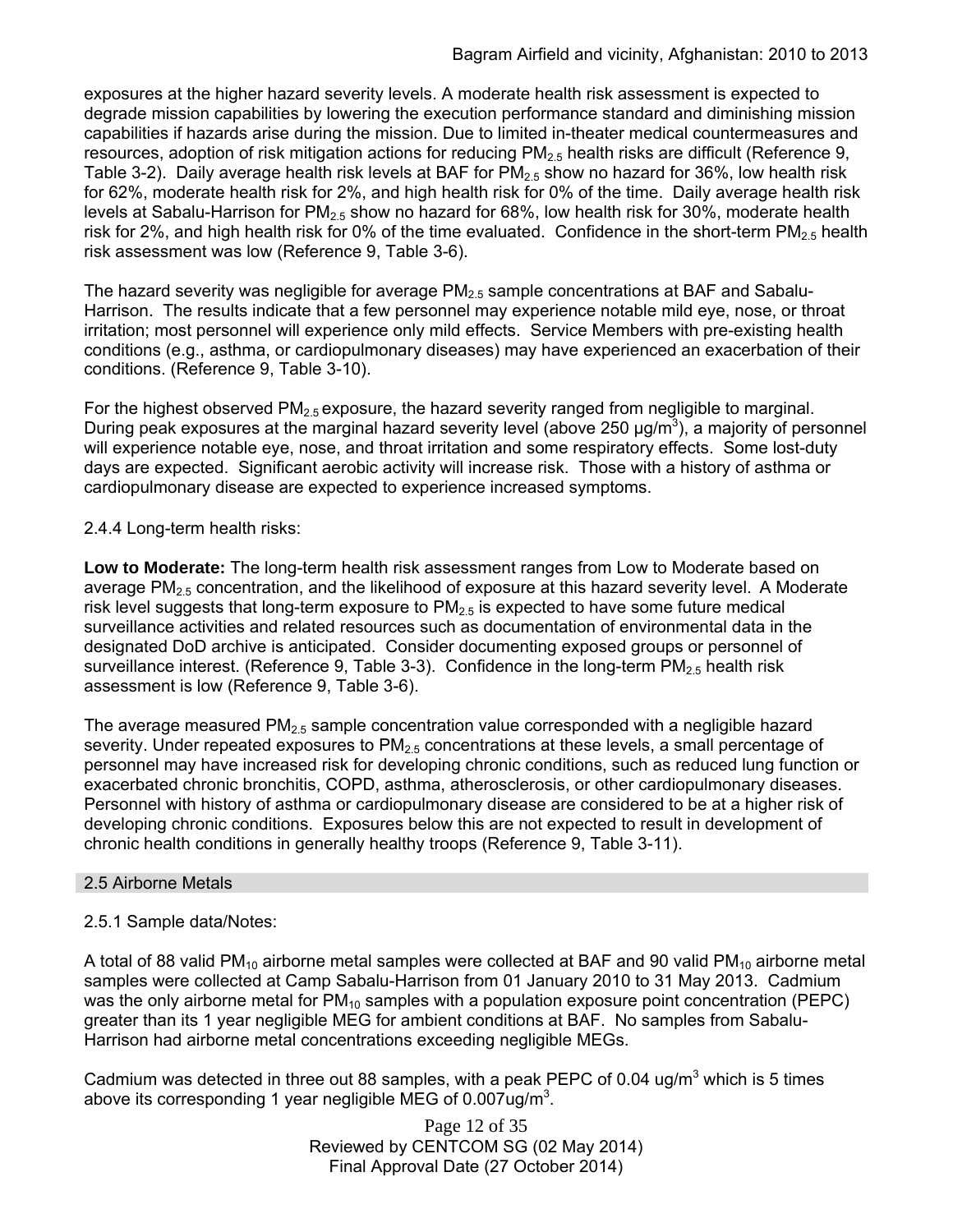exposures at the higher hazard severity levels. A moderate health risk assessment is expected to degrade mission capabilities by lowering the execution performance standard and diminishing mission capabilities if hazards arise during the mission. Due to limited in-theater medical countermeasures and resources, adoption of risk mitigation actions for reducing $PM_{2.5}$ health risks are difficult (Reference 9, Table 3-2). Daily average health risk levels at BAF for $PM_{2.5}$ show no hazard for 36%, low health risk for 62%, moderate health risk for 2%, and high health risk for 0% of the time. Daily average health risk levels at Sabalu-Harrison for $PM_{2.5}$ show no hazard for 68%, low health risk for 30%, moderate health risk for 2%, and high health risk for 0% of the time evaluated. Confidence in the short-term $PM_{2.5}$ health risk assessment was low (Reference 9, Table 3-6).

The hazard severity was negligible for average $PM_{2.5}$ sample concentrations at BAF and Sabalu-Harrison. The results indicate that a few personnel may experience notable mild eye, nose, or throat irritation; most personnel will experience only mild effects. Service Members with pre-existing health conditions (e.g., asthma, or cardiopulmonary diseases) may have experienced an exacerbation of their conditions. (Reference 9, Table 3-10).

For the highest observed $PM_{2.5}$ exposure, the hazard severity ranged from negligible to marginal. During peak exposures at the marginal hazard severity level (above 250 μg/m$^3$), a majority of personnel will experience notable eye, nose, and throat irritation and some respiratory effects. Some lost-duty days are expected. Significant aerobic activity will increase risk. Those with a history of asthma or cardiopulmonary disease are expected to experience increased symptoms.

2.4.4 Long-term health risks:

**Low to Moderate:** The long-term health risk assessment ranges from Low to Moderate based on average $PM_{2.5}$ concentration, and the likelihood of exposure at this hazard severity level. A Moderate risk level suggests that long-term exposure to $PM_{2.5}$ is expected to have some future medical surveillance activities and related resources such as documentation of environmental data in the designated DoD archive is anticipated. Consider documenting exposed groups or personnel of surveillance interest. (Reference 9, Table 3-3). Confidence in the long-term $PM_{2.5}$ health risk assessment is low (Reference 9, Table 3-6).

The average measured $PM_{2.5}$ sample concentration value corresponded with a negligible hazard severity. Under repeated exposures to $PM_{2.5}$ concentrations at these levels, a small percentage of personnel may have increased risk for developing chronic conditions, such as reduced lung function or exacerbated chronic bronchitis, COPD, asthma, atherosclerosis, or other cardiopulmonary diseases. Personnel with history of asthma or cardiopulmonary disease are considered to be at a higher risk of developing chronic conditions. Exposures below this are not expected to result in development of chronic health conditions in generally healthy troops (Reference 9, Table 3-11).

## 2.5 Airborne Metals

2.5.1 Sample data/Notes:

A total of 88 valid $PM_{10}$ airborne metal samples were collected at BAF and 90 valid $PM_{10}$ airborne metal samples were collected at Camp Sabalu-Harrison from 01 January 2010 to 31 May 2013. Cadmium was the only airborne metal for $PM_{10}$ samples with a population exposure point concentration (PEPC) greater than its 1 year negligible MEG for ambient conditions at BAF. No samples from Sabalu-Harrison had airborne metal concentrations exceeding negligible MEGs.

Cadmium was detected in three out 88 samples, with a peak PEPC of 0.04 ug/m$^3$ which is 5 times above its corresponding 1 year negligible MEG of 0.007ug/m$^3$.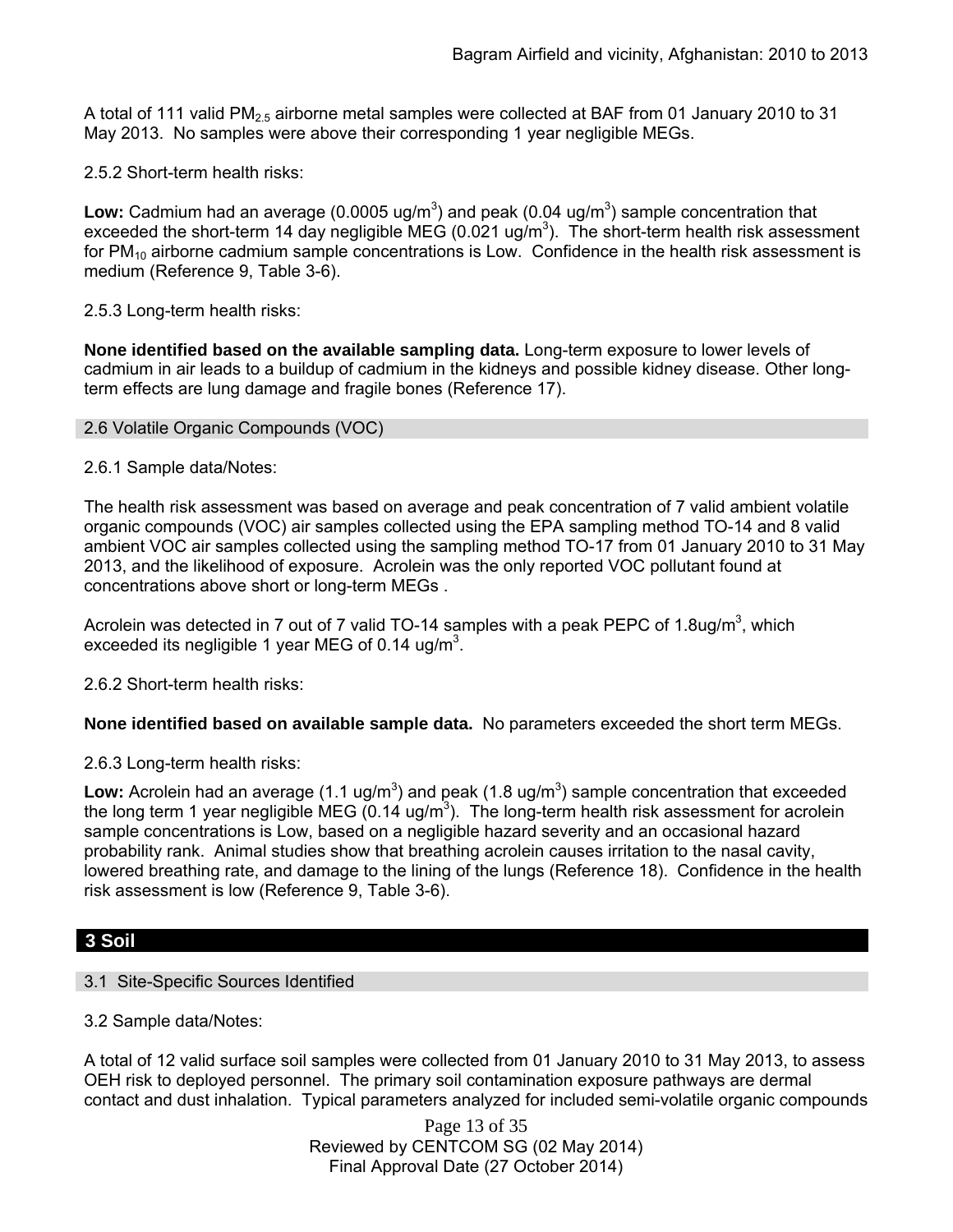A total of 111 valid $PM_{2.5}$ airborne metal samples were collected at BAF from 01 January 2010 to 31 May 2013. No samples were above their corresponding 1 year negligible MEGs.

2.5.2 Short-term health risks:

**Low:** Cadmium had an average (0.0005 ug/m$^3$) and peak (0.04 ug/m$^3$) sample concentration that exceeded the short-term 14 day negligible MEG (0.021 ug/m$^3$). The short-term health risk assessment for $PM_{10}$ airborne cadmium sample concentrations is Low. Confidence in the health risk assessment is medium (Reference 9, Table 3-6).

2.5.3 Long-term health risks:

**None identified based on the available sampling data.** Long-term exposure to lower levels of cadmium in air leads to a buildup of cadmium in the kidneys and possible kidney disease. Other long-term effects are lung damage and fragile bones (Reference 17).

## 2.6 Volatile Organic Compounds (VOC)

2.6.1 Sample data/Notes:

The health risk assessment was based on average and peak concentration of 7 valid ambient volatile organic compounds (VOC) air samples collected using the EPA sampling method TO-14 and 8 valid ambient VOC air samples collected using the sampling method TO-17 from 01 January 2010 to 31 May 2013, and the likelihood of exposure. Acrolein was the only reported VOC pollutant found at concentrations above short or long-term MEGs .

Acrolein was detected in 7 out of 7 valid TO-14 samples with a peak PEPC of 1.8ug/m$^3$, which exceeded its negligible 1 year MEG of 0.14 ug/m$^3$.

2.6.2 Short-term health risks:

**None identified based on available sample data.** No parameters exceeded the short term MEGs.

2.6.3 Long-term health risks:

**Low:** Acrolein had an average (1.1 ug/m$^3$) and peak (1.8 ug/m$^3$) sample concentration that exceeded the long term 1 year negligible MEG (0.14 ug/m$^3$). The long-term health risk assessment for acrolein sample concentrations is Low, based on a negligible hazard severity and an occasional hazard probability rank. Animal studies show that breathing acrolein causes irritation to the nasal cavity, lowered breathing rate, and damage to the lining of the lungs (Reference 18). Confidence in the health risk assessment is low (Reference 9, Table 3-6).

# 3 Soil

## 3.1 Site-Specific Sources Identified

3.2 Sample data/Notes:

A total of 12 valid surface soil samples were collected from 01 January 2010 to 31 May 2013, to assess OEH risk to deployed personnel. The primary soil contamination exposure pathways are dermal contact and dust inhalation. Typical parameters analyzed for included semi-volatile organic compounds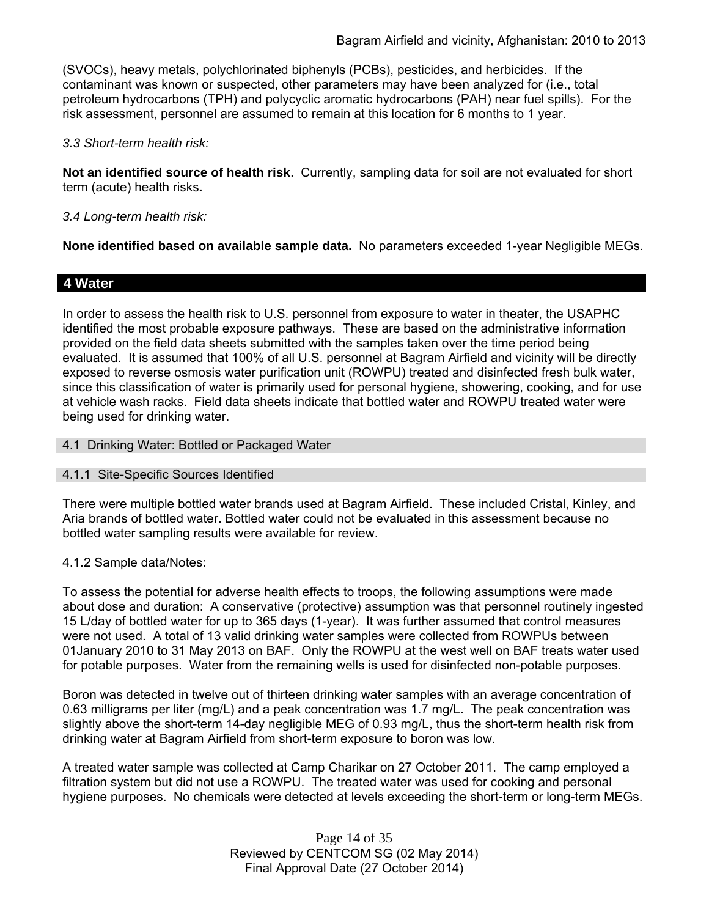(SVOCs), heavy metals, polychlorinated biphenyls (PCBs), pesticides, and herbicides. If the contaminant was known or suspected, other parameters may have been analyzed for (i.e., total petroleum hydrocarbons (TPH) and polycyclic aromatic hydrocarbons (PAH) near fuel spills). For the risk assessment, personnel are assumed to remain at this location for 6 months to 1 year.

*3.3 Short-term health risk:*

**Not an identified source of health risk**. Currently, sampling data for soil are not evaluated for short term (acute) health risks**.**

*3.4 Long-term health risk:*

**None identified based on available sample data.** No parameters exceeded 1-year Negligible MEGs.

## 4 Water

In order to assess the health risk to U.S. personnel from exposure to water in theater, the USAPHC identified the most probable exposure pathways. These are based on the administrative information provided on the field data sheets submitted with the samples taken over the time period being evaluated. It is assumed that 100% of all U.S. personnel at Bagram Airfield and vicinity will be directly exposed to reverse osmosis water purification unit (ROWPU) treated and disinfected fresh bulk water, since this classification of water is primarily used for personal hygiene, showering, cooking, and for use at vehicle wash racks. Field data sheets indicate that bottled water and ROWPU treated water were being used for drinking water.

### 4.1 Drinking Water: Bottled or Packaged Water

#### 4.1.1 Site-Specific Sources Identified

There were multiple bottled water brands used at Bagram Airfield. These included Cristal, Kinley, and Aria brands of bottled water. Bottled water could not be evaluated in this assessment because no bottled water sampling results were available for review.

4.1.2 Sample data/Notes:

To assess the potential for adverse health effects to troops, the following assumptions were made about dose and duration: A conservative (protective) assumption was that personnel routinely ingested 15 L/day of bottled water for up to 365 days (1-year). It was further assumed that control measures were not used. A total of 13 valid drinking water samples were collected from ROWPUs between 01January 2010 to 31 May 2013 on BAF. Only the ROWPU at the west well on BAF treats water used for potable purposes. Water from the remaining wells is used for disinfected non-potable purposes.

Boron was detected in twelve out of thirteen drinking water samples with an average concentration of 0.63 milligrams per liter (mg/L) and a peak concentration was 1.7 mg/L. The peak concentration was slightly above the short-term 14-day negligible MEG of 0.93 mg/L, thus the short-term health risk from drinking water at Bagram Airfield from short-term exposure to boron was low.

A treated water sample was collected at Camp Charikar on 27 October 2011. The camp employed a filtration system but did not use a ROWPU. The treated water was used for cooking and personal hygiene purposes. No chemicals were detected at levels exceeding the short-term or long-term MEGs.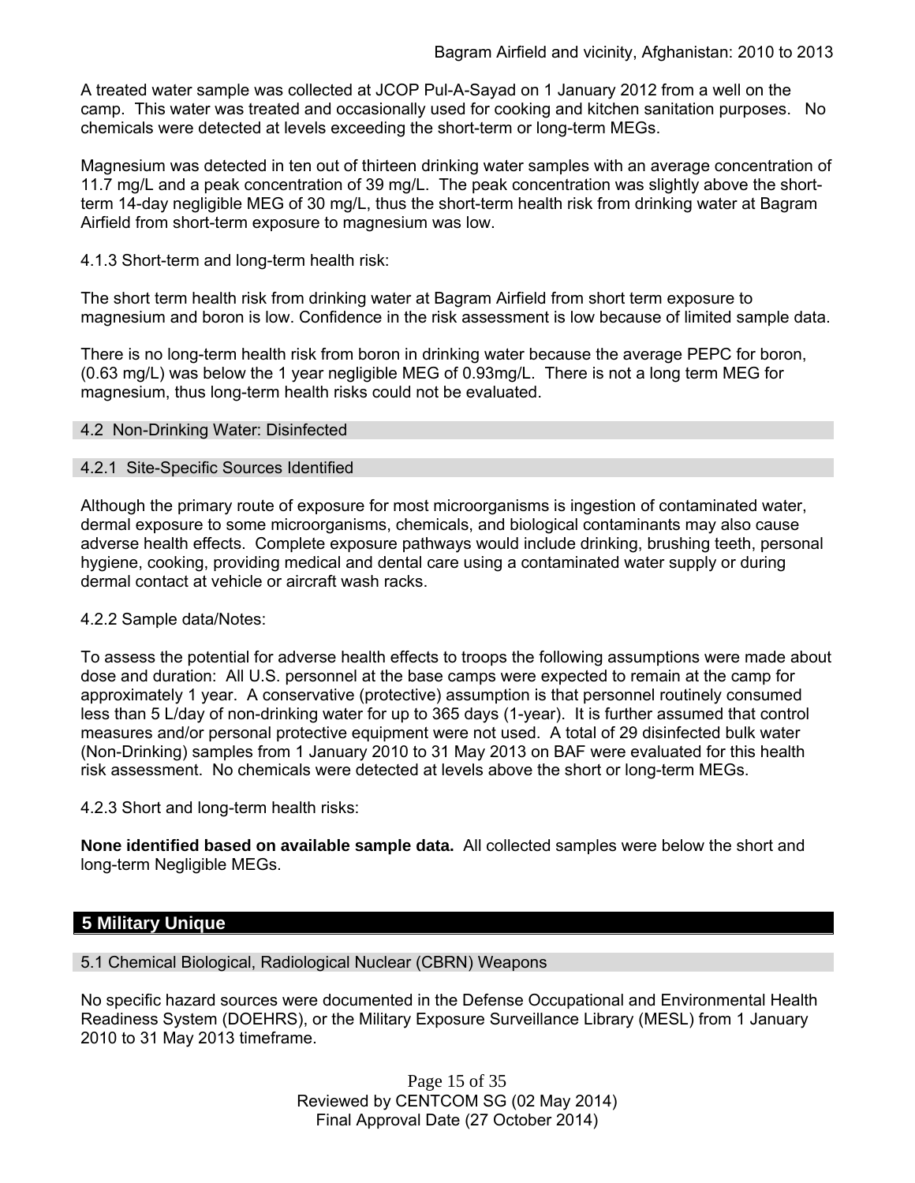A treated water sample was collected at JCOP Pul-A-Sayad on 1 January 2012 from a well on the camp. This water was treated and occasionally used for cooking and kitchen sanitation purposes. No chemicals were detected at levels exceeding the short-term or long-term MEGs.

Magnesium was detected in ten out of thirteen drinking water samples with an average concentration of 11.7 mg/L and a peak concentration of 39 mg/L. The peak concentration was slightly above the short-term 14-day negligible MEG of 30 mg/L, thus the short-term health risk from drinking water at Bagram Airfield from short-term exposure to magnesium was low.

4.1.3 Short-term and long-term health risk:

The short term health risk from drinking water at Bagram Airfield from short term exposure to magnesium and boron is low. Confidence in the risk assessment is low because of limited sample data.

There is no long-term health risk from boron in drinking water because the average PEPC for boron, (0.63 mg/L) was below the 1 year negligible MEG of 0.93mg/L. There is not a long term MEG for magnesium, thus long-term health risks could not be evaluated.

### 4.2 Non-Drinking Water: Disinfected

#### 4.2.1 Site-Specific Sources Identified

Although the primary route of exposure for most microorganisms is ingestion of contaminated water, dermal exposure to some microorganisms, chemicals, and biological contaminants may also cause adverse health effects. Complete exposure pathways would include drinking, brushing teeth, personal hygiene, cooking, providing medical and dental care using a contaminated water supply or during dermal contact at vehicle or aircraft wash racks.

4.2.2 Sample data/Notes:

To assess the potential for adverse health effects to troops the following assumptions were made about dose and duration: All U.S. personnel at the base camps were expected to remain at the camp for approximately 1 year. A conservative (protective) assumption is that personnel routinely consumed less than 5 L/day of non-drinking water for up to 365 days (1-year). It is further assumed that control measures and/or personal protective equipment were not used. A total of 29 disinfected bulk water (Non-Drinking) samples from 1 January 2010 to 31 May 2013 on BAF were evaluated for this health risk assessment. No chemicals were detected at levels above the short or long-term MEGs.

4.2.3 Short and long-term health risks:

**None identified based on available sample data.** All collected samples were below the short and long-term Negligible MEGs.

## 5 Military Unique

### 5.1 Chemical Biological, Radiological Nuclear (CBRN) Weapons

No specific hazard sources were documented in the Defense Occupational and Environmental Health Readiness System (DOEHRS), or the Military Exposure Surveillance Library (MESL) from 1 January 2010 to 31 May 2013 timeframe.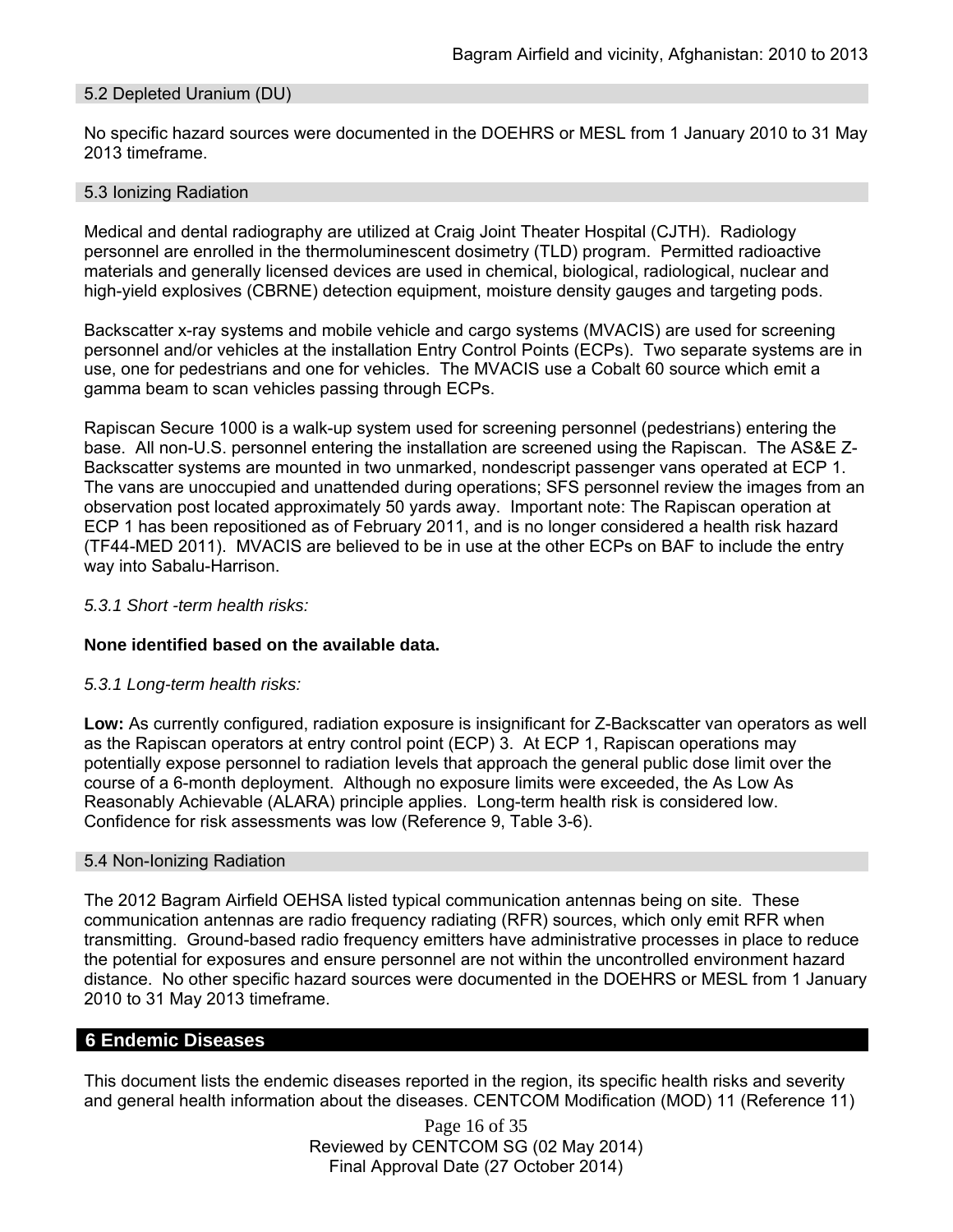### 5.2 Depleted Uranium (DU)

No specific hazard sources were documented in the DOEHRS or MESL from 1 January 2010 to 31 May 2013 timeframe.

### 5.3 Ionizing Radiation

Medical and dental radiography are utilized at Craig Joint Theater Hospital (CJTH). Radiology personnel are enrolled in the thermoluminescent dosimetry (TLD) program. Permitted radioactive materials and generally licensed devices are used in chemical, biological, radiological, nuclear and high-yield explosives (CBRNE) detection equipment, moisture density gauges and targeting pods.

Backscatter x-ray systems and mobile vehicle and cargo systems (MVACIS) are used for screening personnel and/or vehicles at the installation Entry Control Points (ECPs). Two separate systems are in use, one for pedestrians and one for vehicles. The MVACIS use a Cobalt 60 source which emit a gamma beam to scan vehicles passing through ECPs.

Rapiscan Secure 1000 is a walk-up system used for screening personnel (pedestrians) entering the base. All non-U.S. personnel entering the installation are screened using the Rapiscan. The AS&E Z-Backscatter systems are mounted in two unmarked, nondescript passenger vans operated at ECP 1. The vans are unoccupied and unattended during operations; SFS personnel review the images from an observation post located approximately 50 yards away. Important note: The Rapiscan operation at ECP 1 has been repositioned as of February 2011, and is no longer considered a health risk hazard (TF44-MED 2011). MVACIS are believed to be in use at the other ECPs on BAF to include the entry way into Sabalu-Harrison.

*5.3.1 Short -term health risks:*

**None identified based on the available data.**

*5.3.1 Long-term health risks:*

**Low:** As currently configured, radiation exposure is insignificant for Z-Backscatter van operators as well as the Rapiscan operators at entry control point (ECP) 3. At ECP 1, Rapiscan operations may potentially expose personnel to radiation levels that approach the general public dose limit over the course of a 6-month deployment. Although no exposure limits were exceeded, the As Low As Reasonably Achievable (ALARA) principle applies. Long-term health risk is considered low. Confidence for risk assessments was low (Reference 9, Table 3-6).

### 5.4 Non-Ionizing Radiation

The 2012 Bagram Airfield OEHSA listed typical communication antennas being on site. These communication antennas are radio frequency radiating (RFR) sources, which only emit RFR when transmitting. Ground-based radio frequency emitters have administrative processes in place to reduce the potential for exposures and ensure personnel are not within the uncontrolled environment hazard distance. No other specific hazard sources were documented in the DOEHRS or MESL from 1 January 2010 to 31 May 2013 timeframe.

## 6 Endemic Diseases

This document lists the endemic diseases reported in the region, its specific health risks and severity and general health information about the diseases. CENTCOM Modification (MOD) 11 (Reference 11)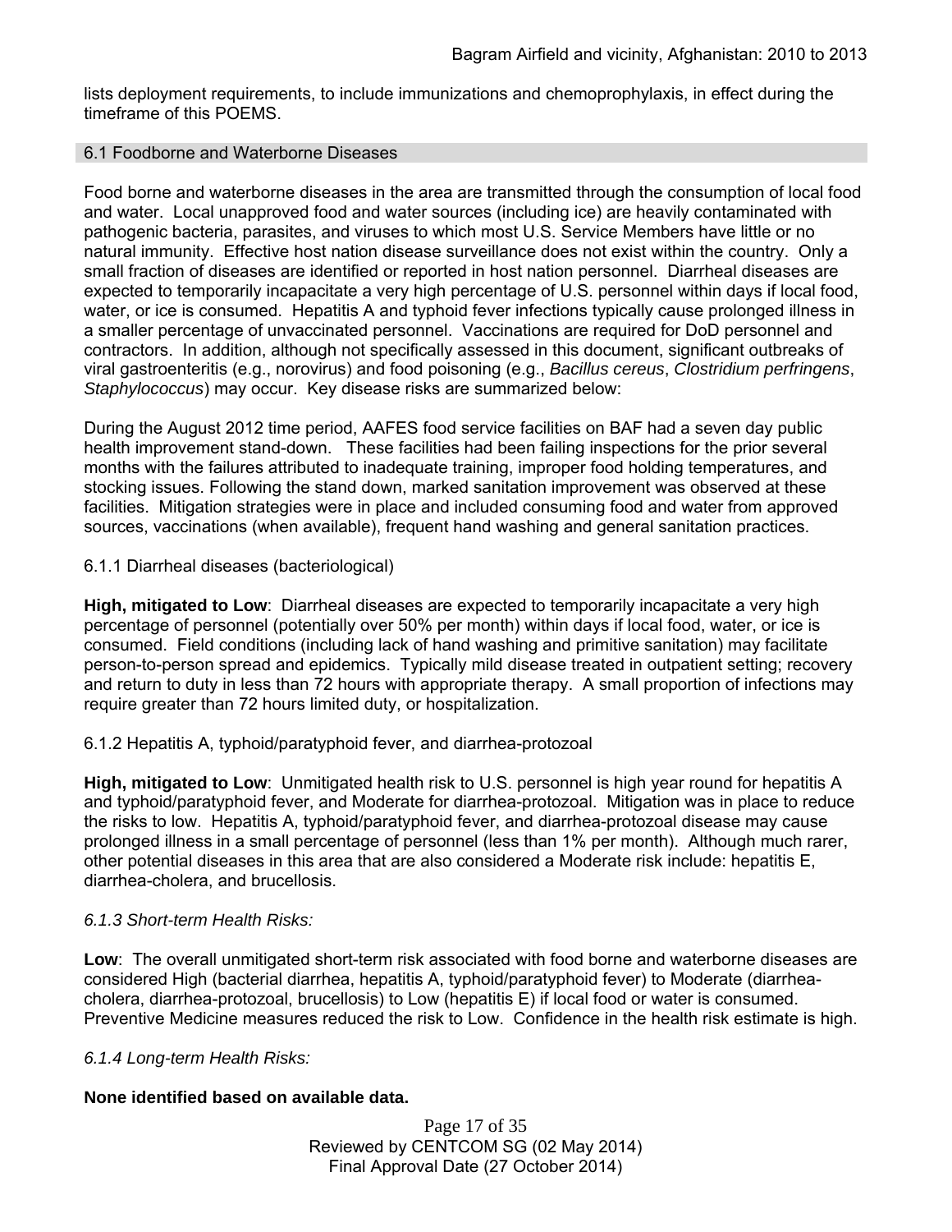lists deployment requirements, to include immunizations and chemoprophylaxis, in effect during the timeframe of this POEMS.

## 6.1 Foodborne and Waterborne Diseases

Food borne and waterborne diseases in the area are transmitted through the consumption of local food and water. Local unapproved food and water sources (including ice) are heavily contaminated with pathogenic bacteria, parasites, and viruses to which most U.S. Service Members have little or no natural immunity. Effective host nation disease surveillance does not exist within the country. Only a small fraction of diseases are identified or reported in host nation personnel. Diarrheal diseases are expected to temporarily incapacitate a very high percentage of U.S. personnel within days if local food, water, or ice is consumed. Hepatitis A and typhoid fever infections typically cause prolonged illness in a smaller percentage of unvaccinated personnel. Vaccinations are required for DoD personnel and contractors. In addition, although not specifically assessed in this document, significant outbreaks of viral gastroenteritis (e.g., norovirus) and food poisoning (e.g., *Bacillus cereus*, *Clostridium perfringens*, *Staphylococcus*) may occur. Key disease risks are summarized below:

During the August 2012 time period, AAFES food service facilities on BAF had a seven day public health improvement stand-down. These facilities had been failing inspections for the prior several months with the failures attributed to inadequate training, improper food holding temperatures, and stocking issues. Following the stand down, marked sanitation improvement was observed at these facilities. Mitigation strategies were in place and included consuming food and water from approved sources, vaccinations (when available), frequent hand washing and general sanitation practices.

### 6.1.1 Diarrheal diseases (bacteriological)

**High, mitigated to Low**: Diarrheal diseases are expected to temporarily incapacitate a very high percentage of personnel (potentially over 50% per month) within days if local food, water, or ice is consumed. Field conditions (including lack of hand washing and primitive sanitation) may facilitate person-to-person spread and epidemics. Typically mild disease treated in outpatient setting; recovery and return to duty in less than 72 hours with appropriate therapy. A small proportion of infections may require greater than 72 hours limited duty, or hospitalization.

### 6.1.2 Hepatitis A, typhoid/paratyphoid fever, and diarrhea-protozoal

**High, mitigated to Low**: Unmitigated health risk to U.S. personnel is high year round for hepatitis A and typhoid/paratyphoid fever, and Moderate for diarrhea-protozoal. Mitigation was in place to reduce the risks to low. Hepatitis A, typhoid/paratyphoid fever, and diarrhea-protozoal disease may cause prolonged illness in a small percentage of personnel (less than 1% per month). Although much rarer, other potential diseases in this area that are also considered a Moderate risk include: hepatitis E, diarrhea-cholera, and brucellosis.

### *6.1.3 Short-term Health Risks:*

**Low**: The overall unmitigated short-term risk associated with food borne and waterborne diseases are considered High (bacterial diarrhea, hepatitis A, typhoid/paratyphoid fever) to Moderate (diarrhea-cholera, diarrhea-protozoal, brucellosis) to Low (hepatitis E) if local food or water is consumed. Preventive Medicine measures reduced the risk to Low. Confidence in the health risk estimate is high.

### *6.1.4 Long-term Health Risks:*

**None identified based on available data.**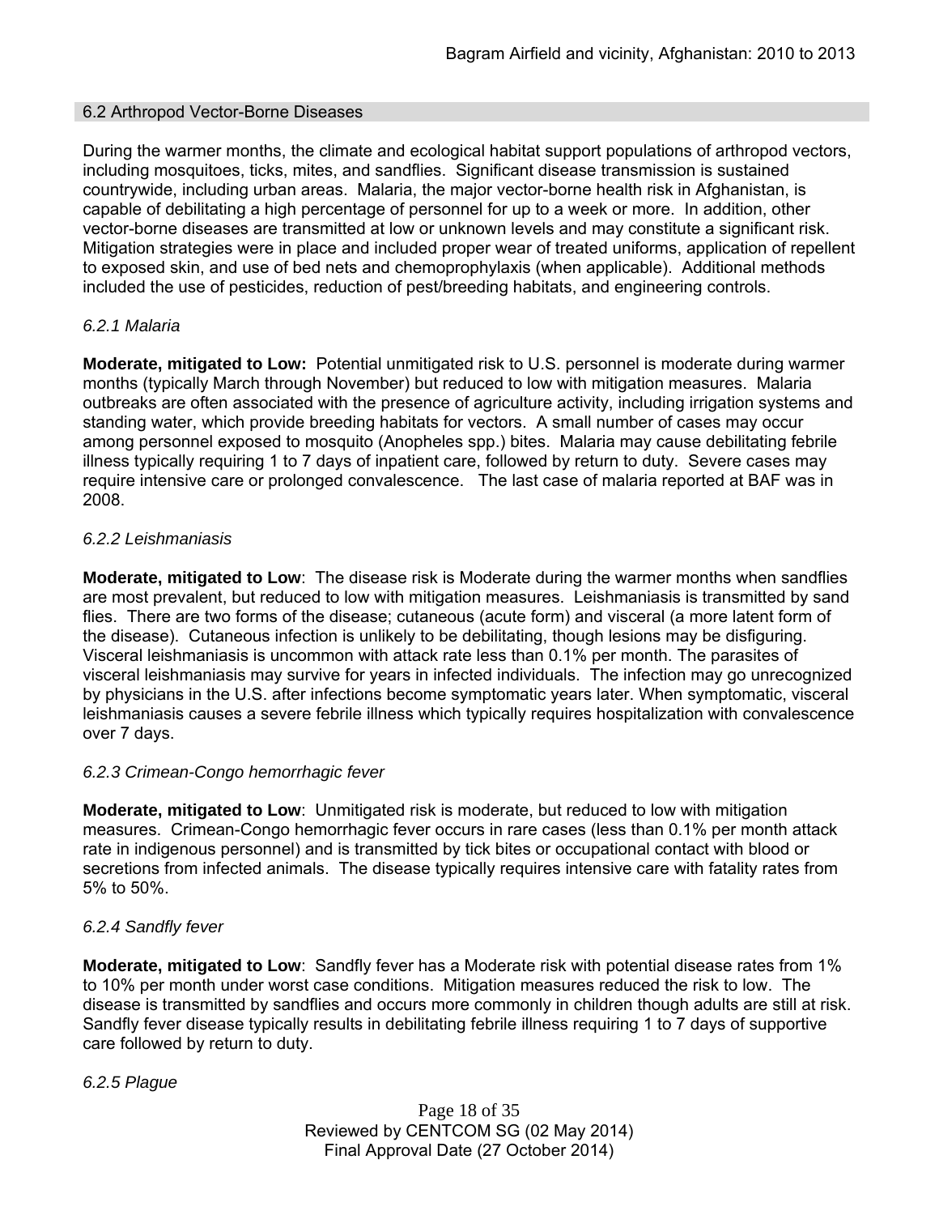## 6.2 Arthropod Vector-Borne Diseases

During the warmer months, the climate and ecological habitat support populations of arthropod vectors, including mosquitoes, ticks, mites, and sandflies. Significant disease transmission is sustained countrywide, including urban areas. Malaria, the major vector-borne health risk in Afghanistan, is capable of debilitating a high percentage of personnel for up to a week or more. In addition, other vector-borne diseases are transmitted at low or unknown levels and may constitute a significant risk. Mitigation strategies were in place and included proper wear of treated uniforms, application of repellent to exposed skin, and use of bed nets and chemoprophylaxis (when applicable). Additional methods included the use of pesticides, reduction of pest/breeding habitats, and engineering controls.

### *6.2.1 Malaria*

**Moderate, mitigated to Low:** Potential unmitigated risk to U.S. personnel is moderate during warmer months (typically March through November) but reduced to low with mitigation measures. Malaria outbreaks are often associated with the presence of agriculture activity, including irrigation systems and standing water, which provide breeding habitats for vectors. A small number of cases may occur among personnel exposed to mosquito (Anopheles spp.) bites. Malaria may cause debilitating febrile illness typically requiring 1 to 7 days of inpatient care, followed by return to duty. Severe cases may require intensive care or prolonged convalescence. The last case of malaria reported at BAF was in 2008.

### *6.2.2 Leishmaniasis*

**Moderate, mitigated to Low**: The disease risk is Moderate during the warmer months when sandflies are most prevalent, but reduced to low with mitigation measures. Leishmaniasis is transmitted by sand flies. There are two forms of the disease; cutaneous (acute form) and visceral (a more latent form of the disease). Cutaneous infection is unlikely to be debilitating, though lesions may be disfiguring. Visceral leishmaniasis is uncommon with attack rate less than 0.1% per month. The parasites of visceral leishmaniasis may survive for years in infected individuals. The infection may go unrecognized by physicians in the U.S. after infections become symptomatic years later. When symptomatic, visceral leishmaniasis causes a severe febrile illness which typically requires hospitalization with convalescence over 7 days.

### *6.2.3 Crimean-Congo hemorrhagic fever*

**Moderate, mitigated to Low**: Unmitigated risk is moderate, but reduced to low with mitigation measures. Crimean-Congo hemorrhagic fever occurs in rare cases (less than 0.1% per month attack rate in indigenous personnel) and is transmitted by tick bites or occupational contact with blood or secretions from infected animals. The disease typically requires intensive care with fatality rates from 5% to 50%.

### *6.2.4 Sandfly fever*

**Moderate, mitigated to Low**: Sandfly fever has a Moderate risk with potential disease rates from 1% to 10% per month under worst case conditions. Mitigation measures reduced the risk to low. The disease is transmitted by sandflies and occurs more commonly in children though adults are still at risk. Sandfly fever disease typically results in debilitating febrile illness requiring 1 to 7 days of supportive care followed by return to duty.

### *6.2.5 Plague*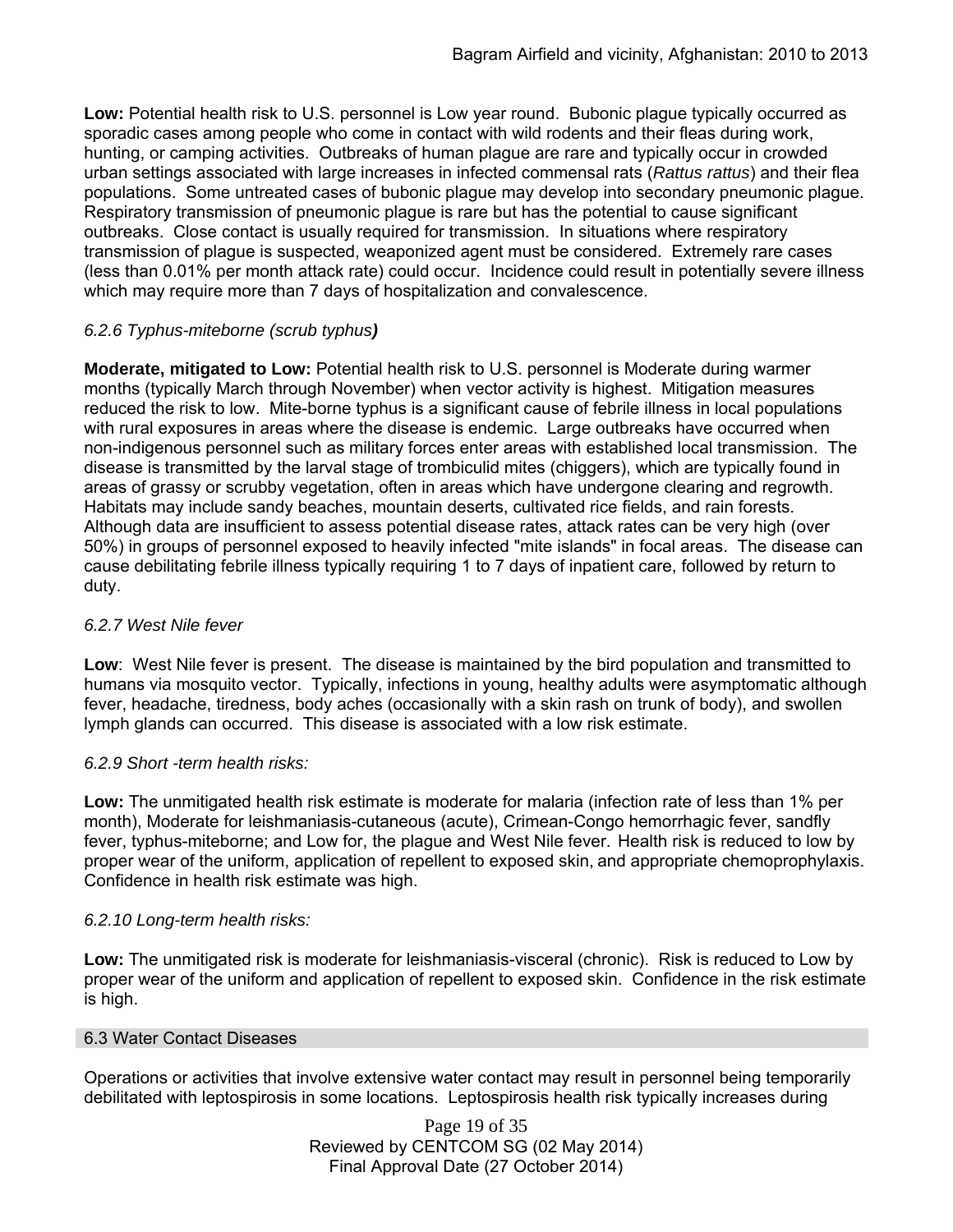**Low:** Potential health risk to U.S. personnel is Low year round. Bubonic plague typically occurred as sporadic cases among people who come in contact with wild rodents and their fleas during work, hunting, or camping activities. Outbreaks of human plague are rare and typically occur in crowded urban settings associated with large increases in infected commensal rats (*Rattus rattus*) and their flea populations. Some untreated cases of bubonic plague may develop into secondary pneumonic plague. Respiratory transmission of pneumonic plague is rare but has the potential to cause significant outbreaks. Close contact is usually required for transmission. In situations where respiratory transmission of plague is suspected, weaponized agent must be considered. Extremely rare cases (less than 0.01% per month attack rate) could occur. Incidence could result in potentially severe illness which may require more than 7 days of hospitalization and convalescence.

### *6.2.6 Typhus-miteborne (scrub typhus)*

**Moderate, mitigated to Low:** Potential health risk to U.S. personnel is Moderate during warmer months (typically March through November) when vector activity is highest. Mitigation measures reduced the risk to low. Mite-borne typhus is a significant cause of febrile illness in local populations with rural exposures in areas where the disease is endemic. Large outbreaks have occurred when non-indigenous personnel such as military forces enter areas with established local transmission. The disease is transmitted by the larval stage of trombiculid mites (chiggers), which are typically found in areas of grassy or scrubby vegetation, often in areas which have undergone clearing and regrowth. Habitats may include sandy beaches, mountain deserts, cultivated rice fields, and rain forests. Although data are insufficient to assess potential disease rates, attack rates can be very high (over 50%) in groups of personnel exposed to heavily infected "mite islands" in focal areas. The disease can cause debilitating febrile illness typically requiring 1 to 7 days of inpatient care, followed by return to duty.

### *6.2.7 West Nile fever*

**Low**: West Nile fever is present. The disease is maintained by the bird population and transmitted to humans via mosquito vector. Typically, infections in young, healthy adults were asymptomatic although fever, headache, tiredness, body aches (occasionally with a skin rash on trunk of body), and swollen lymph glands can occurred. This disease is associated with a low risk estimate.

### *6.2.9 Short -term health risks:*

**Low:** The unmitigated health risk estimate is moderate for malaria (infection rate of less than 1% per month), Moderate for leishmaniasis-cutaneous (acute), Crimean-Congo hemorrhagic fever, sandfly fever, typhus-miteborne; and Low for, the plague and West Nile fever. Health risk is reduced to low by proper wear of the uniform, application of repellent to exposed skin, and appropriate chemoprophylaxis. Confidence in health risk estimate was high.

### *6.2.10 Long-term health risks:*

**Low:** The unmitigated risk is moderate for leishmaniasis-visceral (chronic). Risk is reduced to Low by proper wear of the uniform and application of repellent to exposed skin. Confidence in the risk estimate is high.

## 6.3 Water Contact Diseases

Operations or activities that involve extensive water contact may result in personnel being temporarily debilitated with leptospirosis in some locations. Leptospirosis health risk typically increases during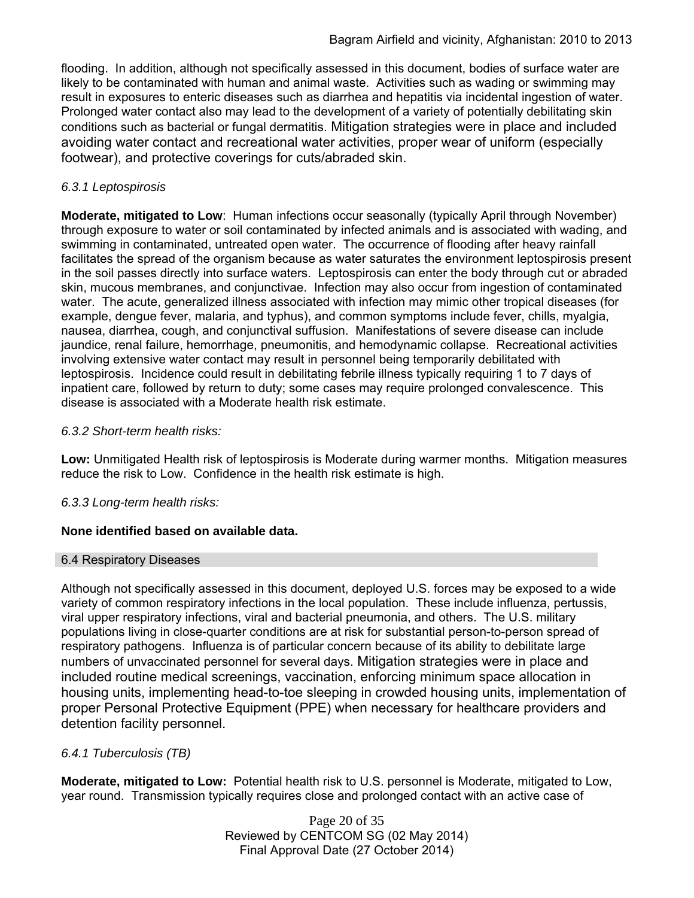flooding. In addition, although not specifically assessed in this document, bodies of surface water are likely to be contaminated with human and animal waste. Activities such as wading or swimming may result in exposures to enteric diseases such as diarrhea and hepatitis via incidental ingestion of water. Prolonged water contact also may lead to the development of a variety of potentially debilitating skin conditions such as bacterial or fungal dermatitis. Mitigation strategies were in place and included avoiding water contact and recreational water activities, proper wear of uniform (especially footwear), and protective coverings for cuts/abraded skin.

*6.3.1 Leptospirosis*

**Moderate, mitigated to Low**: Human infections occur seasonally (typically April through November) through exposure to water or soil contaminated by infected animals and is associated with wading, and swimming in contaminated, untreated open water. The occurrence of flooding after heavy rainfall facilitates the spread of the organism because as water saturates the environment leptospirosis present in the soil passes directly into surface waters. Leptospirosis can enter the body through cut or abraded skin, mucous membranes, and conjunctivae. Infection may also occur from ingestion of contaminated water. The acute, generalized illness associated with infection may mimic other tropical diseases (for example, dengue fever, malaria, and typhus), and common symptoms include fever, chills, myalgia, nausea, diarrhea, cough, and conjunctival suffusion. Manifestations of severe disease can include jaundice, renal failure, hemorrhage, pneumonitis, and hemodynamic collapse. Recreational activities involving extensive water contact may result in personnel being temporarily debilitated with leptospirosis. Incidence could result in debilitating febrile illness typically requiring 1 to 7 days of inpatient care, followed by return to duty; some cases may require prolonged convalescence. This disease is associated with a Moderate health risk estimate.

*6.3.2 Short-term health risks:*

**Low:** Unmitigated Health risk of leptospirosis is Moderate during warmer months. Mitigation measures reduce the risk to Low. Confidence in the health risk estimate is high.

*6.3.3 Long-term health risks:*

**None identified based on available data.**

## 6.4 Respiratory Diseases

Although not specifically assessed in this document, deployed U.S. forces may be exposed to a wide variety of common respiratory infections in the local population. These include influenza, pertussis, viral upper respiratory infections, viral and bacterial pneumonia, and others. The U.S. military populations living in close-quarter conditions are at risk for substantial person-to-person spread of respiratory pathogens. Influenza is of particular concern because of its ability to debilitate large numbers of unvaccinated personnel for several days. Mitigation strategies were in place and included routine medical screenings, vaccination, enforcing minimum space allocation in housing units, implementing head-to-toe sleeping in crowded housing units, implementation of proper Personal Protective Equipment (PPE) when necessary for healthcare providers and detention facility personnel.

*6.4.1 Tuberculosis (TB)*

**Moderate, mitigated to Low:** Potential health risk to U.S. personnel is Moderate, mitigated to Low, year round. Transmission typically requires close and prolonged contact with an active case of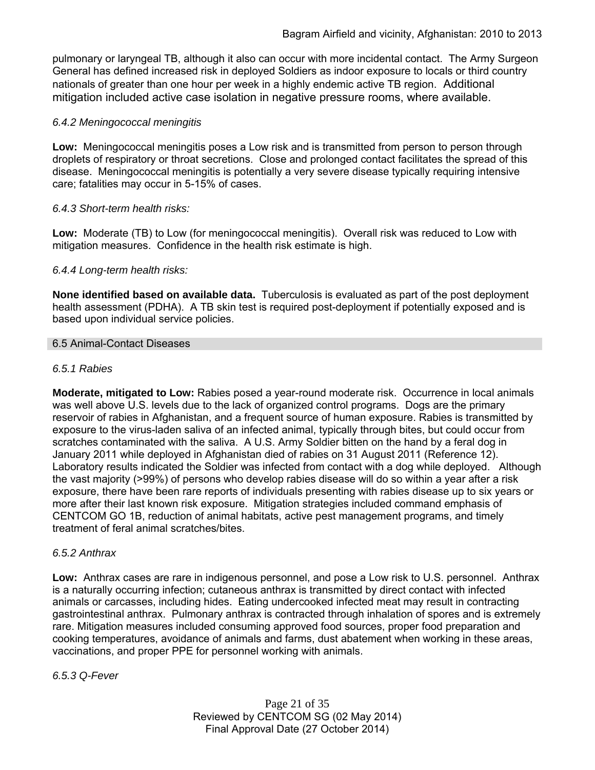pulmonary or laryngeal TB, although it also can occur with more incidental contact. The Army Surgeon General has defined increased risk in deployed Soldiers as indoor exposure to locals or third country nationals of greater than one hour per week in a highly endemic active TB region. Additional mitigation included active case isolation in negative pressure rooms, where available.

*6.4.2 Meningococcal meningitis*

**Low:** Meningococcal meningitis poses a Low risk and is transmitted from person to person through droplets of respiratory or throat secretions. Close and prolonged contact facilitates the spread of this disease. Meningococcal meningitis is potentially a very severe disease typically requiring intensive care; fatalities may occur in 5-15% of cases.

*6.4.3 Short-term health risks:*

**Low:** Moderate (TB) to Low (for meningococcal meningitis). Overall risk was reduced to Low with mitigation measures. Confidence in the health risk estimate is high.

*6.4.4 Long-term health risks:*

**None identified based on available data.** Tuberculosis is evaluated as part of the post deployment health assessment (PDHA). A TB skin test is required post-deployment if potentially exposed and is based upon individual service policies.

## 6.5 Animal-Contact Diseases

*6.5.1 Rabies*

**Moderate, mitigated to Low:** Rabies posed a year-round moderate risk. Occurrence in local animals was well above U.S. levels due to the lack of organized control programs. Dogs are the primary reservoir of rabies in Afghanistan, and a frequent source of human exposure. Rabies is transmitted by exposure to the virus-laden saliva of an infected animal, typically through bites, but could occur from scratches contaminated with the saliva. A U.S. Army Soldier bitten on the hand by a feral dog in January 2011 while deployed in Afghanistan died of rabies on 31 August 2011 (Reference 12). Laboratory results indicated the Soldier was infected from contact with a dog while deployed. Although the vast majority (>99%) of persons who develop rabies disease will do so within a year after a risk exposure, there have been rare reports of individuals presenting with rabies disease up to six years or more after their last known risk exposure. Mitigation strategies included command emphasis of CENTCOM GO 1B, reduction of animal habitats, active pest management programs, and timely treatment of feral animal scratches/bites.

*6.5.2 Anthrax*

**Low:** Anthrax cases are rare in indigenous personnel, and pose a Low risk to U.S. personnel. Anthrax is a naturally occurring infection; cutaneous anthrax is transmitted by direct contact with infected animals or carcasses, including hides. Eating undercooked infected meat may result in contracting gastrointestinal anthrax. Pulmonary anthrax is contracted through inhalation of spores and is extremely rare. Mitigation measures included consuming approved food sources, proper food preparation and cooking temperatures, avoidance of animals and farms, dust abatement when working in these areas, vaccinations, and proper PPE for personnel working with animals.

*6.5.3 Q-Fever*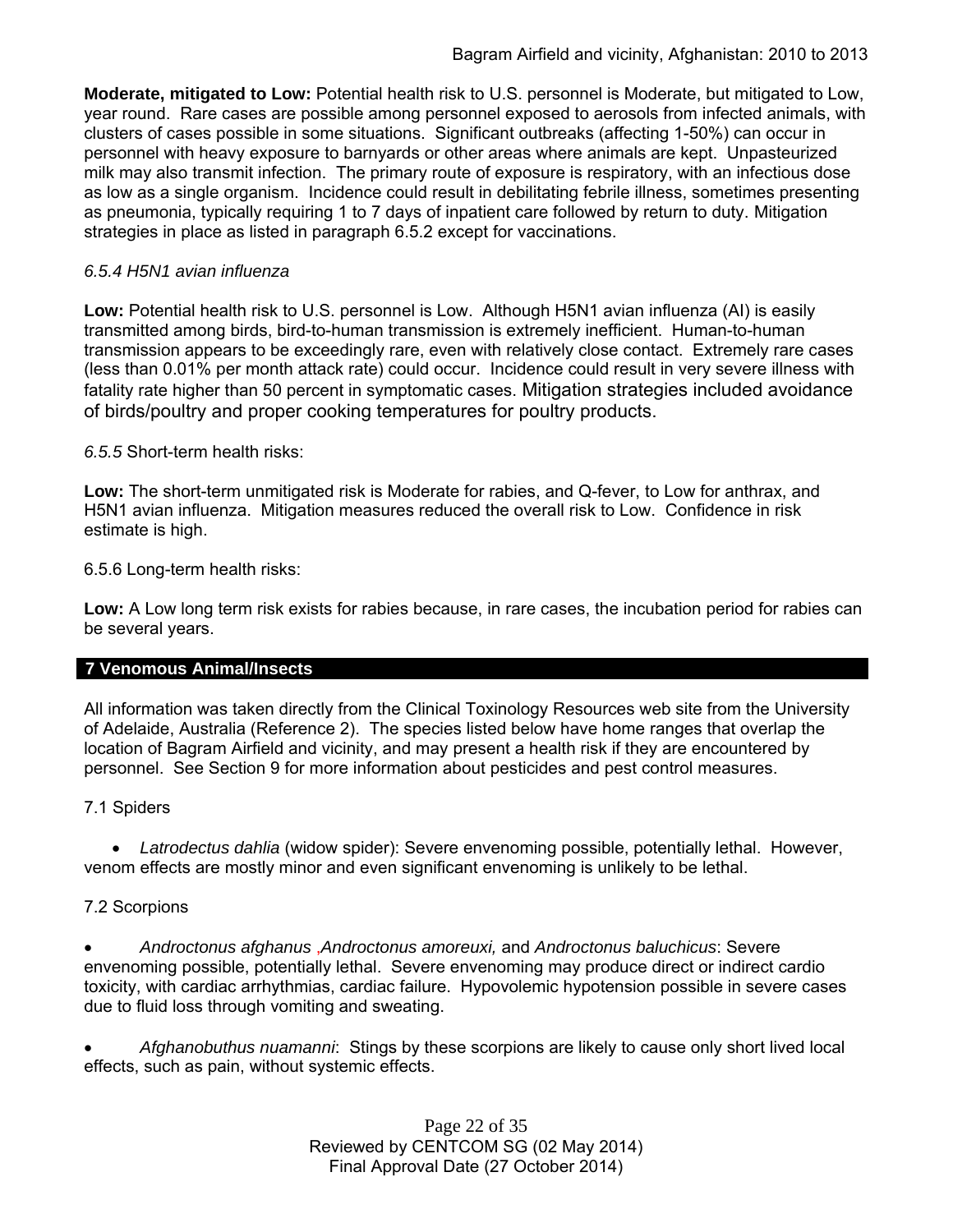**Moderate, mitigated to Low:** Potential health risk to U.S. personnel is Moderate, but mitigated to Low, year round. Rare cases are possible among personnel exposed to aerosols from infected animals, with clusters of cases possible in some situations. Significant outbreaks (affecting 1-50%) can occur in personnel with heavy exposure to barnyards or other areas where animals are kept. Unpasteurized milk may also transmit infection. The primary route of exposure is respiratory, with an infectious dose as low as a single organism. Incidence could result in debilitating febrile illness, sometimes presenting as pneumonia, typically requiring 1 to 7 days of inpatient care followed by return to duty. Mitigation strategies in place as listed in paragraph 6.5.2 except for vaccinations.

*6.5.4 H5N1 avian influenza*

**Low:** Potential health risk to U.S. personnel is Low. Although H5N1 avian influenza (AI) is easily transmitted among birds, bird-to-human transmission is extremely inefficient. Human-to-human transmission appears to be exceedingly rare, even with relatively close contact. Extremely rare cases (less than 0.01% per month attack rate) could occur. Incidence could result in very severe illness with fatality rate higher than 50 percent in symptomatic cases. Mitigation strategies included avoidance of birds/poultry and proper cooking temperatures for poultry products.

*6.5.5* Short-term health risks:

**Low:** The short-term unmitigated risk is Moderate for rabies, and Q-fever, to Low for anthrax, and H5N1 avian influenza. Mitigation measures reduced the overall risk to Low. Confidence in risk estimate is high.

6.5.6 Long-term health risks:

**Low:** A Low long term risk exists for rabies because, in rare cases, the incubation period for rabies can be several years.

## 7 Venomous Animal/Insects

All information was taken directly from the Clinical Toxinology Resources web site from the University of Adelaide, Australia (Reference 2). The species listed below have home ranges that overlap the location of Bagram Airfield and vicinity, and may present a health risk if they are encountered by personnel. See Section 9 for more information about pesticides and pest control measures.

7.1 Spiders

- *Latrodectus dahlia* (widow spider): Severe envenoming possible, potentially lethal. However, venom effects are mostly minor and even significant envenoming is unlikely to be lethal.

7.2 Scorpions

- *Androctonus afghanus* ,*Androctonus amoreuxi,* and *Androctonus baluchicus*: Severe envenoming possible, potentially lethal. Severe envenoming may produce direct or indirect cardio toxicity, with cardiac arrhythmias, cardiac failure. Hypovolemic hypotension possible in severe cases due to fluid loss through vomiting and sweating.

- *Afghanobuthus nuamanni*: Stings by these scorpions are likely to cause only short lived local effects, such as pain, without systemic effects.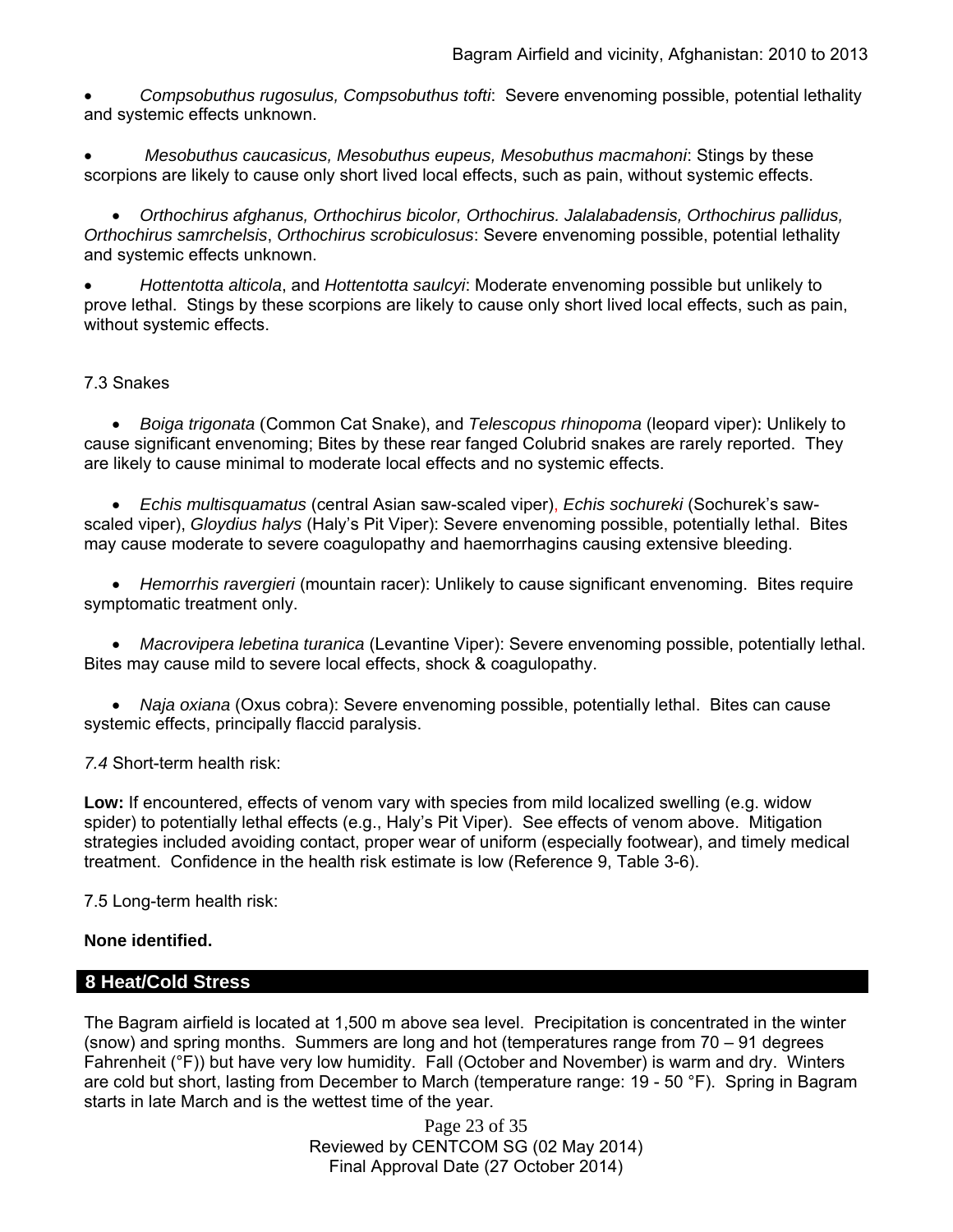- *Compsobuthus rugosulus, Compsobuthus tofti*: Severe envenoming possible, potential lethality and systemic effects unknown.

- *Mesobuthus caucasicus, Mesobuthus eupeus, Mesobuthus macmahoni*: Stings by these scorpions are likely to cause only short lived local effects, such as pain, without systemic effects.

- *Orthochirus afghanus, Orthochirus bicolor, Orthochirus. Jalalabadensis, Orthochirus pallidus, Orthochirus samrchelsis*, *Orthochirus scrobiculosus*: Severe envenoming possible, potential lethality and systemic effects unknown.

- *Hottentotta alticola*, and *Hottentotta saulcyi*: Moderate envenoming possible but unlikely to prove lethal. Stings by these scorpions are likely to cause only short lived local effects, such as pain, without systemic effects.

7.3 Snakes

- *Boiga trigonata* (Common Cat Snake), and *Telescopus rhinopoma* (leopard viper): Unlikely to cause significant envenoming; Bites by these rear fanged Colubrid snakes are rarely reported. They are likely to cause minimal to moderate local effects and no systemic effects.

- *Echis multisquamatus* (central Asian saw-scaled viper), *Echis sochureki* (Sochurek's saw-scaled viper), *Gloydius halys* (Haly's Pit Viper): Severe envenoming possible, potentially lethal. Bites may cause moderate to severe coagulopathy and haemorrhagins causing extensive bleeding.

- *Hemorrhis ravergieri* (mountain racer): Unlikely to cause significant envenoming. Bites require symptomatic treatment only.

- *Macrovipera lebetina turanica* (Levantine Viper): Severe envenoming possible, potentially lethal. Bites may cause mild to severe local effects, shock & coagulopathy.

- *Naja oxiana* (Oxus cobra): Severe envenoming possible, potentially lethal. Bites can cause systemic effects, principally flaccid paralysis.

*7.4* Short-term health risk:

**Low:** If encountered, effects of venom vary with species from mild localized swelling (e.g. widow spider) to potentially lethal effects (e.g., Haly's Pit Viper). See effects of venom above. Mitigation strategies included avoiding contact, proper wear of uniform (especially footwear), and timely medical treatment. Confidence in the health risk estimate is low (Reference 9, Table 3-6).

7.5 Long-term health risk:

**None identified.**

## 8 Heat/Cold Stress

The Bagram airfield is located at 1,500 m above sea level. Precipitation is concentrated in the winter (snow) and spring months. Summers are long and hot (temperatures range from 70 – 91 degrees Fahrenheit (°F)) but have very low humidity. Fall (October and November) is warm and dry. Winters are cold but short, lasting from December to March (temperature range: 19 - 50 °F). Spring in Bagram starts in late March and is the wettest time of the year.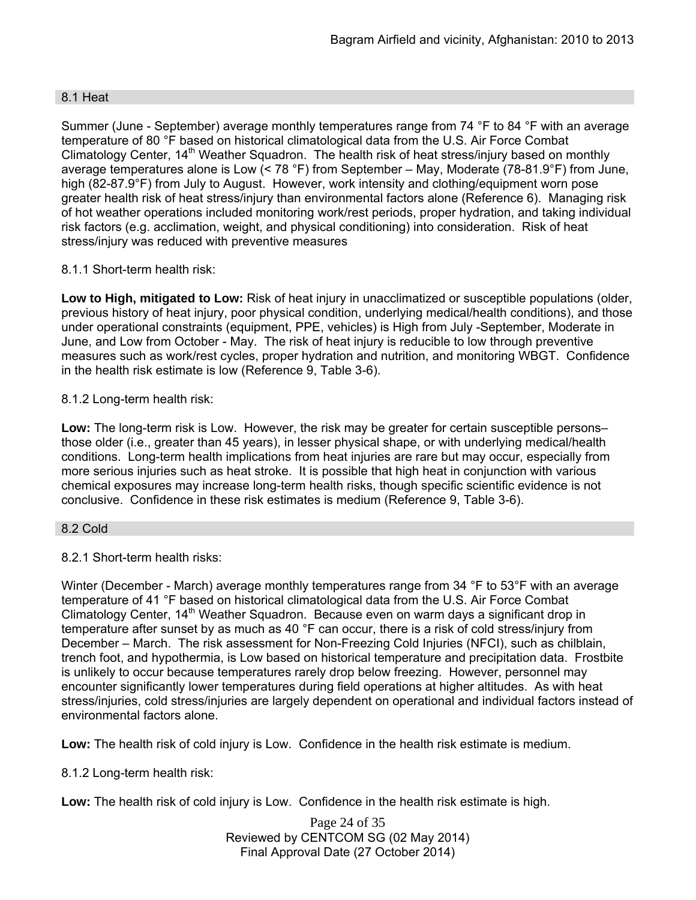## 8.1 Heat

Summer (June - September) average monthly temperatures range from 74 °F to 84 °F with an average temperature of 80 °F based on historical climatological data from the U.S. Air Force Combat Climatology Center, 14th Weather Squadron. The health risk of heat stress/injury based on monthly average temperatures alone is Low (< 78 °F) from September – May, Moderate (78-81.9°F) from June, high (82-87.9°F) from July to August. However, work intensity and clothing/equipment worn pose greater health risk of heat stress/injury than environmental factors alone (Reference 6). Managing risk of hot weather operations included monitoring work/rest periods, proper hydration, and taking individual risk factors (e.g. acclimation, weight, and physical conditioning) into consideration. Risk of heat stress/injury was reduced with preventive measures

### 8.1.1 Short-term health risk:

**Low to High, mitigated to Low:** Risk of heat injury in unacclimatized or susceptible populations (older, previous history of heat injury, poor physical condition, underlying medical/health conditions), and those under operational constraints (equipment, PPE, vehicles) is High from July -September, Moderate in June, and Low from October - May. The risk of heat injury is reducible to low through preventive measures such as work/rest cycles, proper hydration and nutrition, and monitoring WBGT. Confidence in the health risk estimate is low (Reference 9, Table 3-6).

### 8.1.2 Long-term health risk:

**Low:** The long-term risk is Low. However, the risk may be greater for certain susceptible persons– those older (i.e., greater than 45 years), in lesser physical shape, or with underlying medical/health conditions. Long-term health implications from heat injuries are rare but may occur, especially from more serious injuries such as heat stroke. It is possible that high heat in conjunction with various chemical exposures may increase long-term health risks, though specific scientific evidence is not conclusive. Confidence in these risk estimates is medium (Reference 9, Table 3-6).

## 8.2 Cold

### 8.2.1 Short-term health risks:

Winter (December - March) average monthly temperatures range from 34 °F to 53°F with an average temperature of 41 °F based on historical climatological data from the U.S. Air Force Combat Climatology Center, 14th Weather Squadron. Because even on warm days a significant drop in temperature after sunset by as much as 40 °F can occur, there is a risk of cold stress/injury from December – March. The risk assessment for Non-Freezing Cold Injuries (NFCI), such as chilblain, trench foot, and hypothermia, is Low based on historical temperature and precipitation data. Frostbite is unlikely to occur because temperatures rarely drop below freezing. However, personnel may encounter significantly lower temperatures during field operations at higher altitudes. As with heat stress/injuries, cold stress/injuries are largely dependent on operational and individual factors instead of environmental factors alone.

**Low:** The health risk of cold injury is Low. Confidence in the health risk estimate is medium.

### 8.1.2 Long-term health risk:

**Low:** The health risk of cold injury is Low. Confidence in the health risk estimate is high.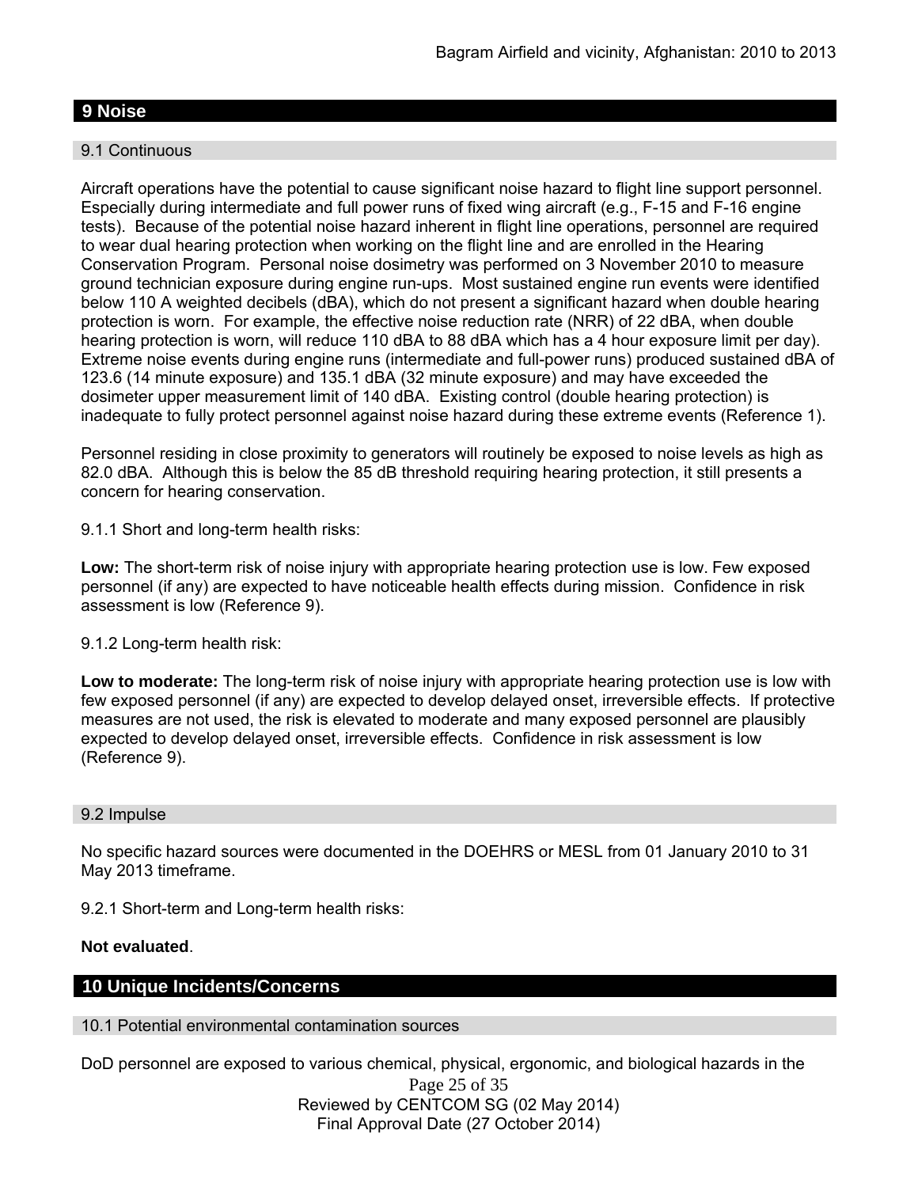## 9 Noise

### 9.1 Continuous

Aircraft operations have the potential to cause significant noise hazard to flight line support personnel. Especially during intermediate and full power runs of fixed wing aircraft (e.g., F-15 and F-16 engine tests). Because of the potential noise hazard inherent in flight line operations, personnel are required to wear dual hearing protection when working on the flight line and are enrolled in the Hearing Conservation Program. Personal noise dosimetry was performed on 3 November 2010 to measure ground technician exposure during engine run-ups. Most sustained engine run events were identified below 110 A weighted decibels (dBA), which do not present a significant hazard when double hearing protection is worn. For example, the effective noise reduction rate (NRR) of 22 dBA, when double hearing protection is worn, will reduce 110 dBA to 88 dBA which has a 4 hour exposure limit per day). Extreme noise events during engine runs (intermediate and full-power runs) produced sustained dBA of 123.6 (14 minute exposure) and 135.1 dBA (32 minute exposure) and may have exceeded the dosimeter upper measurement limit of 140 dBA. Existing control (double hearing protection) is inadequate to fully protect personnel against noise hazard during these extreme events (Reference 1).

Personnel residing in close proximity to generators will routinely be exposed to noise levels as high as 82.0 dBA. Although this is below the 85 dB threshold requiring hearing protection, it still presents a concern for hearing conservation.

9.1.1 Short and long-term health risks:

**Low:** The short-term risk of noise injury with appropriate hearing protection use is low. Few exposed personnel (if any) are expected to have noticeable health effects during mission. Confidence in risk assessment is low (Reference 9).

9.1.2 Long-term health risk:

**Low to moderate:** The long-term risk of noise injury with appropriate hearing protection use is low with few exposed personnel (if any) are expected to develop delayed onset, irreversible effects. If protective measures are not used, the risk is elevated to moderate and many exposed personnel are plausibly expected to develop delayed onset, irreversible effects. Confidence in risk assessment is low (Reference 9).

### 9.2 Impulse

No specific hazard sources were documented in the DOEHRS or MESL from 01 January 2010 to 31 May 2013 timeframe.

9.2.1 Short-term and Long-term health risks:

**Not evaluated**.

## 10 Unique Incidents/Concerns

### 10.1 Potential environmental contamination sources

DoD personnel are exposed to various chemical, physical, ergonomic, and biological hazards in the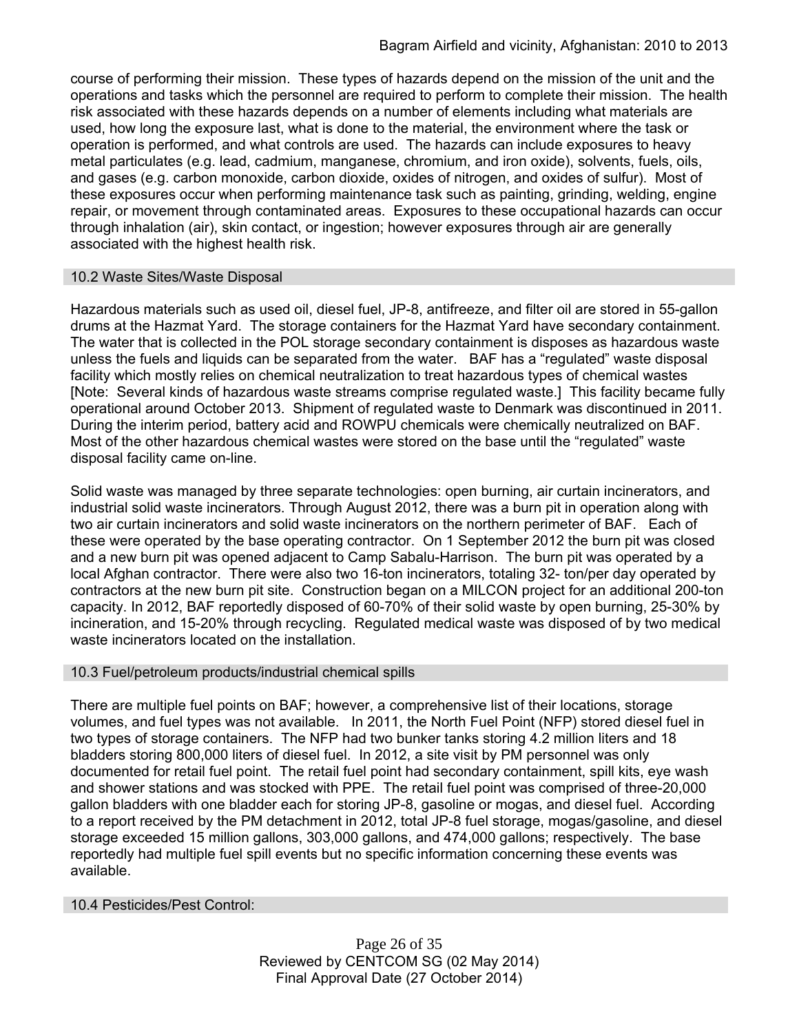course of performing their mission. These types of hazards depend on the mission of the unit and the operations and tasks which the personnel are required to perform to complete their mission. The health risk associated with these hazards depends on a number of elements including what materials are used, how long the exposure last, what is done to the material, the environment where the task or operation is performed, and what controls are used. The hazards can include exposures to heavy metal particulates (e.g. lead, cadmium, manganese, chromium, and iron oxide), solvents, fuels, oils, and gases (e.g. carbon monoxide, carbon dioxide, oxides of nitrogen, and oxides of sulfur). Most of these exposures occur when performing maintenance task such as painting, grinding, welding, engine repair, or movement through contaminated areas. Exposures to these occupational hazards can occur through inhalation (air), skin contact, or ingestion; however exposures through air are generally associated with the highest health risk.

## 10.2 Waste Sites/Waste Disposal

Hazardous materials such as used oil, diesel fuel, JP-8, antifreeze, and filter oil are stored in 55-gallon drums at the Hazmat Yard. The storage containers for the Hazmat Yard have secondary containment. The water that is collected in the POL storage secondary containment is disposes as hazardous waste unless the fuels and liquids can be separated from the water. BAF has a "regulated" waste disposal facility which mostly relies on chemical neutralization to treat hazardous types of chemical wastes [Note: Several kinds of hazardous waste streams comprise regulated waste.] This facility became fully operational around October 2013. Shipment of regulated waste to Denmark was discontinued in 2011. During the interim period, battery acid and ROWPU chemicals were chemically neutralized on BAF. Most of the other hazardous chemical wastes were stored on the base until the "regulated" waste disposal facility came on-line.

Solid waste was managed by three separate technologies: open burning, air curtain incinerators, and industrial solid waste incinerators. Through August 2012, there was a burn pit in operation along with two air curtain incinerators and solid waste incinerators on the northern perimeter of BAF. Each of these were operated by the base operating contractor. On 1 September 2012 the burn pit was closed and a new burn pit was opened adjacent to Camp Sabalu-Harrison. The burn pit was operated by a local Afghan contractor. There were also two 16-ton incinerators, totaling 32- ton/per day operated by contractors at the new burn pit site. Construction began on a MILCON project for an additional 200-ton capacity. In 2012, BAF reportedly disposed of 60-70% of their solid waste by open burning, 25-30% by incineration, and 15-20% through recycling. Regulated medical waste was disposed of by two medical waste incinerators located on the installation.

## 10.3 Fuel/petroleum products/industrial chemical spills

There are multiple fuel points on BAF; however, a comprehensive list of their locations, storage volumes, and fuel types was not available. In 2011, the North Fuel Point (NFP) stored diesel fuel in two types of storage containers. The NFP had two bunker tanks storing 4.2 million liters and 18 bladders storing 800,000 liters of diesel fuel. In 2012, a site visit by PM personnel was only documented for retail fuel point. The retail fuel point had secondary containment, spill kits, eye wash and shower stations and was stocked with PPE. The retail fuel point was comprised of three-20,000 gallon bladders with one bladder each for storing JP-8, gasoline or mogas, and diesel fuel. According to a report received by the PM detachment in 2012, total JP-8 fuel storage, mogas/gasoline, and diesel storage exceeded 15 million gallons, 303,000 gallons, and 474,000 gallons; respectively. The base reportedly had multiple fuel spill events but no specific information concerning these events was available.

## 10.4 Pesticides/Pest Control: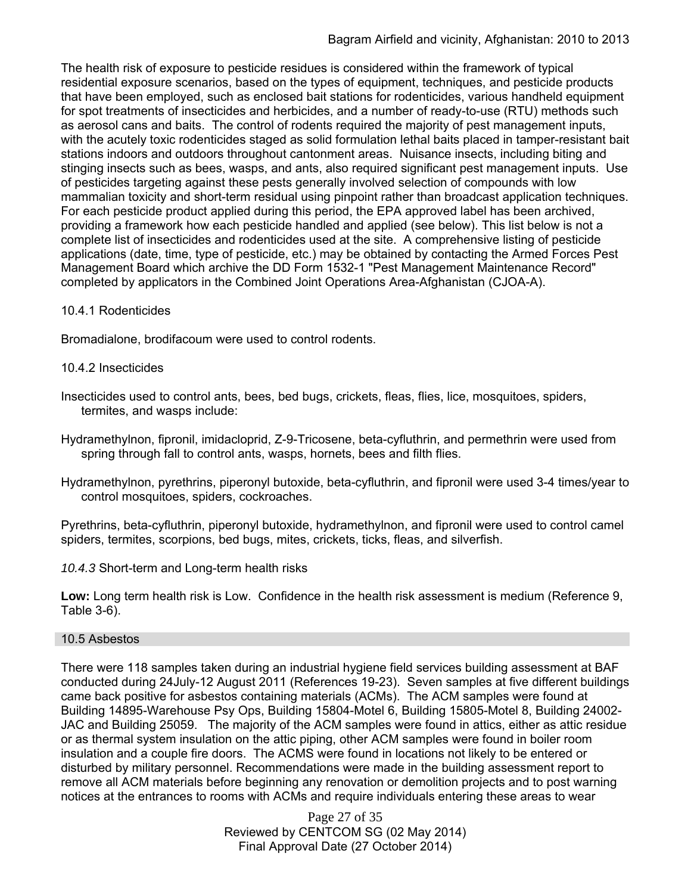The health risk of exposure to pesticide residues is considered within the framework of typical residential exposure scenarios, based on the types of equipment, techniques, and pesticide products that have been employed, such as enclosed bait stations for rodenticides, various handheld equipment for spot treatments of insecticides and herbicides, and a number of ready-to-use (RTU) methods such as aerosol cans and baits. The control of rodents required the majority of pest management inputs, with the acutely toxic rodenticides staged as solid formulation lethal baits placed in tamper-resistant bait stations indoors and outdoors throughout cantonment areas. Nuisance insects, including biting and stinging insects such as bees, wasps, and ants, also required significant pest management inputs. Use of pesticides targeting against these pests generally involved selection of compounds with low mammalian toxicity and short-term residual using pinpoint rather than broadcast application techniques. For each pesticide product applied during this period, the EPA approved label has been archived, providing a framework how each pesticide handled and applied (see below). This list below is not a complete list of insecticides and rodenticides used at the site. A comprehensive listing of pesticide applications (date, time, type of pesticide, etc.) may be obtained by contacting the Armed Forces Pest Management Board which archive the DD Form 1532-1 "Pest Management Maintenance Record" completed by applicators in the Combined Joint Operations Area-Afghanistan (CJOA-A).

#### 10.4.1 Rodenticides

Bromadialone, brodifacoum were used to control rodents.

#### 10.4.2 Insecticides

Insecticides used to control ants, bees, bed bugs, crickets, fleas, flies, lice, mosquitoes, spiders, termites, and wasps include:

Hydramethylnon, fipronil, imidacloprid, Z-9-Tricosene, beta-cyfluthrin, and permethrin were used from spring through fall to control ants, wasps, hornets, bees and filth flies.

Hydramethylnon, pyrethrins, piperonyl butoxide, beta-cyfluthrin, and fipronil were used 3-4 times/year to control mosquitoes, spiders, cockroaches.

Pyrethrins, beta-cyfluthrin, piperonyl butoxide, hydramethylnon, and fipronil were used to control camel spiders, termites, scorpions, bed bugs, mites, crickets, ticks, fleas, and silverfish.

#### *10.4.3* Short-term and Long-term health risks

**Low:** Long term health risk is Low. Confidence in the health risk assessment is medium (Reference 9, Table 3-6).

### 10.5 Asbestos

There were 118 samples taken during an industrial hygiene field services building assessment at BAF conducted during 24July-12 August 2011 (References 19-23). Seven samples at five different buildings came back positive for asbestos containing materials (ACMs). The ACM samples were found at Building 14895-Warehouse Psy Ops, Building 15804-Motel 6, Building 15805-Motel 8, Building 24002-JAC and Building 25059. The majority of the ACM samples were found in attics, either as attic residue or as thermal system insulation on the attic piping, other ACM samples were found in boiler room insulation and a couple fire doors. The ACMS were found in locations not likely to be entered or disturbed by military personnel. Recommendations were made in the building assessment report to remove all ACM materials before beginning any renovation or demolition projects and to post warning notices at the entrances to rooms with ACMs and require individuals entering these areas to wear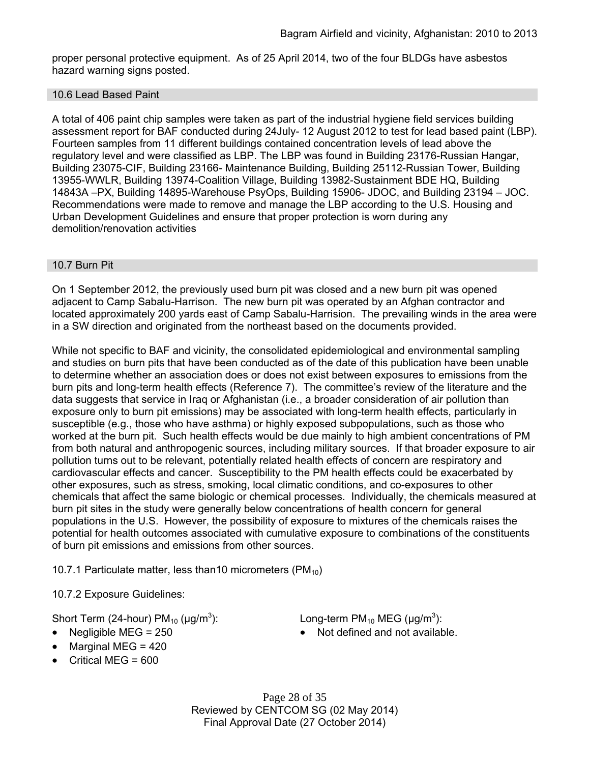proper personal protective equipment. As of 25 April 2014, two of the four BLDGs have asbestos hazard warning signs posted.

## 10.6 Lead Based Paint

A total of 406 paint chip samples were taken as part of the industrial hygiene field services building assessment report for BAF conducted during 24July- 12 August 2012 to test for lead based paint (LBP). Fourteen samples from 11 different buildings contained concentration levels of lead above the regulatory level and were classified as LBP. The LBP was found in Building 23176-Russian Hangar, Building 23075-CIF, Building 23166- Maintenance Building, Building 25112-Russian Tower, Building 13955-WWLR, Building 13974-Coalition Village, Building 13982-Sustainment BDE HQ, Building 14843A –PX, Building 14895-Warehouse PsyOps, Building 15906- JDOC, and Building 23194 – JOC. Recommendations were made to remove and manage the LBP according to the U.S. Housing and Urban Development Guidelines and ensure that proper protection is worn during any demolition/renovation activities

## 10.7 Burn Pit

On 1 September 2012, the previously used burn pit was closed and a new burn pit was opened adjacent to Camp Sabalu-Harrison. The new burn pit was operated by an Afghan contractor and located approximately 200 yards east of Camp Sabalu-Harrision. The prevailing winds in the area were in a SW direction and originated from the northeast based on the documents provided.

While not specific to BAF and vicinity, the consolidated epidemiological and environmental sampling and studies on burn pits that have been conducted as of the date of this publication have been unable to determine whether an association does or does not exist between exposures to emissions from the burn pits and long-term health effects (Reference 7). The committee's review of the literature and the data suggests that service in Iraq or Afghanistan (i.e., a broader consideration of air pollution than exposure only to burn pit emissions) may be associated with long-term health effects, particularly in susceptible (e.g., those who have asthma) or highly exposed subpopulations, such as those who worked at the burn pit. Such health effects would be due mainly to high ambient concentrations of PM from both natural and anthropogenic sources, including military sources. If that broader exposure to air pollution turns out to be relevant, potentially related health effects of concern are respiratory and cardiovascular effects and cancer. Susceptibility to the PM health effects could be exacerbated by other exposures, such as stress, smoking, local climatic conditions, and co-exposures to other chemicals that affect the same biologic or chemical processes. Individually, the chemicals measured at burn pit sites in the study were generally below concentrations of health concern for general populations in the U.S. However, the possibility of exposure to mixtures of the chemicals raises the potential for health outcomes associated with cumulative exposure to combinations of the constituents of burn pit emissions and emissions from other sources.

10.7.1 Particulate matter, less than10 micrometers ($PM_{10}$)

10.7.2 Exposure Guidelines:

Short Term (24-hour) $PM_{10}$ ($\mu g/m^3$):

- Negligible MEG = 250
- Marginal MEG = 420
- Critical MEG = 600

Long-term $PM_{10}$ MEG ($\mu g/m^3$):

- Not defined and not available.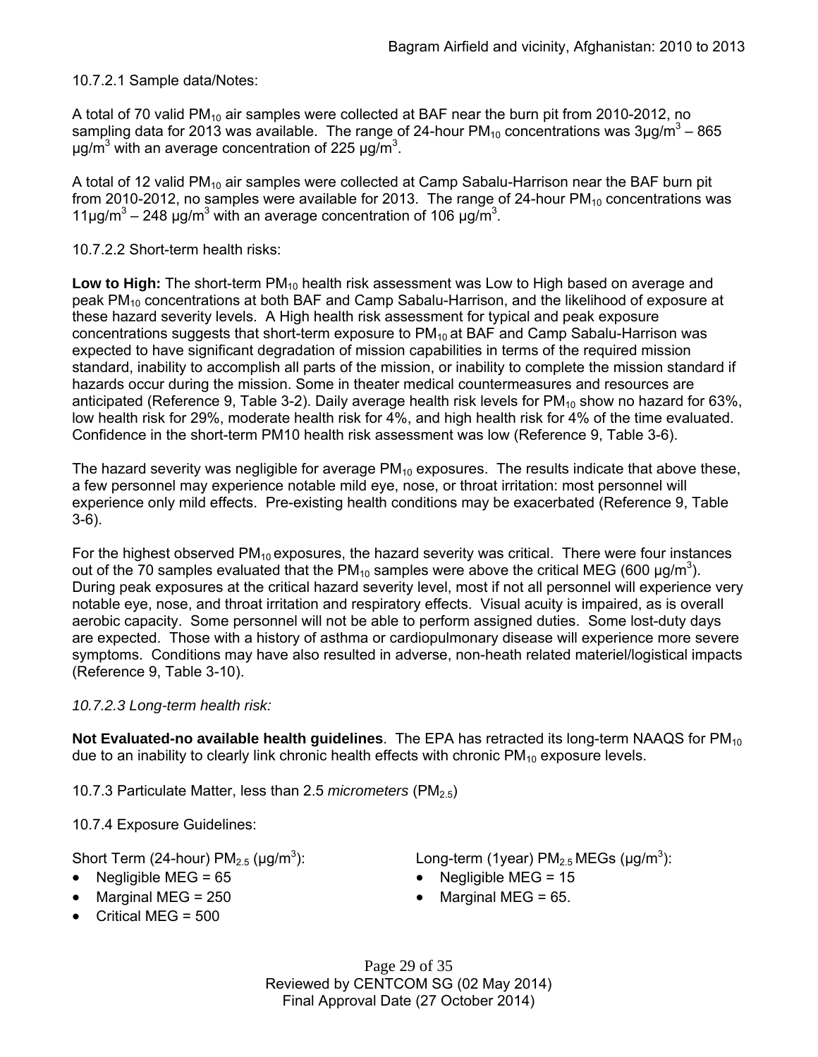10.7.2.1 Sample data/Notes:

A total of 70 valid $PM_{10}$ air samples were collected at BAF near the burn pit from 2010-2012, no sampling data for 2013 was available. The range of 24-hour $PM_{10}$ concentrations was 3μg/m$^3$ – 865 μg/m$^3$ with an average concentration of 225 μg/m$^3$.

A total of 12 valid $PM_{10}$ air samples were collected at Camp Sabalu-Harrison near the BAF burn pit from 2010-2012, no samples were available for 2013. The range of 24-hour $PM_{10}$ concentrations was 11μg/m$^3$ – 248 μg/m$^3$ with an average concentration of 106 μg/m$^3$.

10.7.2.2 Short-term health risks:

**Low to High:** The short-term $PM_{10}$ health risk assessment was Low to High based on average and peak $PM_{10}$ concentrations at both BAF and Camp Sabalu-Harrison, and the likelihood of exposure at these hazard severity levels. A High health risk assessment for typical and peak exposure concentrations suggests that short-term exposure to $PM_{10}$ at BAF and Camp Sabalu-Harrison was expected to have significant degradation of mission capabilities in terms of the required mission standard, inability to accomplish all parts of the mission, or inability to complete the mission standard if hazards occur during the mission. Some in theater medical countermeasures and resources are anticipated (Reference 9, Table 3-2). Daily average health risk levels for $PM_{10}$ show no hazard for 63%, low health risk for 29%, moderate health risk for 4%, and high health risk for 4% of the time evaluated. Confidence in the short-term PM10 health risk assessment was low (Reference 9, Table 3-6).

The hazard severity was negligible for average $PM_{10}$ exposures. The results indicate that above these, a few personnel may experience notable mild eye, nose, or throat irritation: most personnel will experience only mild effects. Pre-existing health conditions may be exacerbated (Reference 9, Table 3-6).

For the highest observed $PM_{10}$ exposures, the hazard severity was critical. There were four instances out of the 70 samples evaluated that the $PM_{10}$ samples were above the critical MEG (600 μg/m$^3$). During peak exposures at the critical hazard severity level, most if not all personnel will experience very notable eye, nose, and throat irritation and respiratory effects. Visual acuity is impaired, as is overall aerobic capacity. Some personnel will not be able to perform assigned duties. Some lost-duty days are expected. Those with a history of asthma or cardiopulmonary disease will experience more severe symptoms. Conditions may have also resulted in adverse, non-heath related materiel/logistical impacts (Reference 9, Table 3-10).

*10.7.2.3 Long-term health risk:*

**Not Evaluated-no available health guidelines**. The EPA has retracted its long-term NAAQS for $PM_{10}$ due to an inability to clearly link chronic health effects with chronic $PM_{10}$ exposure levels.

10.7.3 Particulate Matter, less than 2.5 *micrometers* ($PM_{2.5}$)

10.7.4 Exposure Guidelines:

Short Term (24-hour) $PM_{2.5}$ (μg/m$^3$):

- Negligible MEG = 65
- Marginal MEG = 250
- Critical MEG = 500

Long-term (1year) $PM_{2.5}$ MEGs (μg/m$^3$):

- Negligible MEG = 15
- Marginal MEG = 65.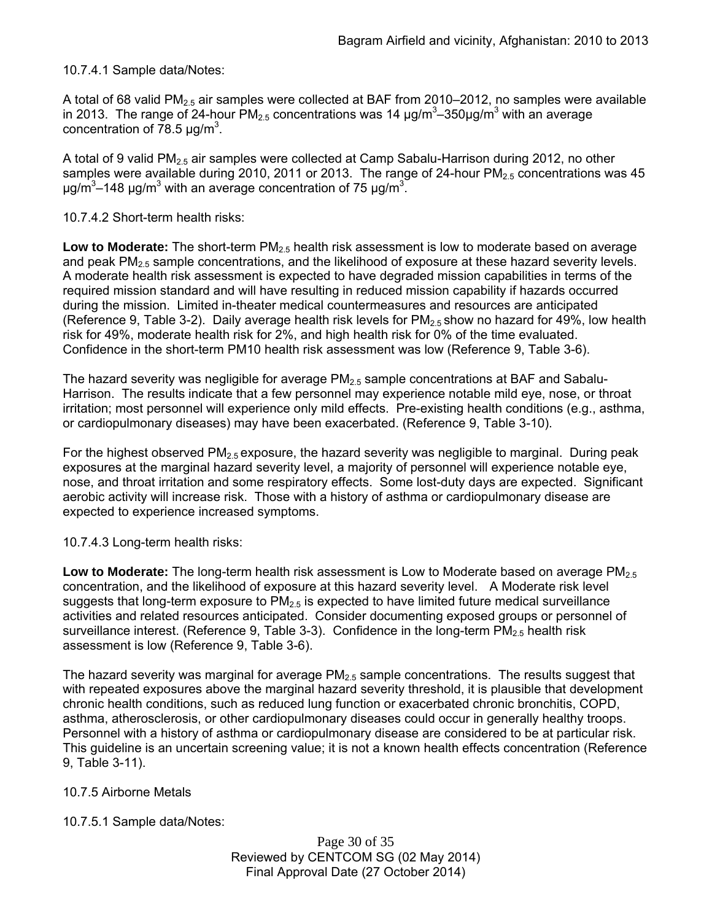10.7.4.1 Sample data/Notes:

A total of 68 valid $PM_{2.5}$ air samples were collected at BAF from 2010–2012, no samples were available in 2013. The range of 24-hour $PM_{2.5}$ concentrations was 14 μg/m$^3$–350μg/m$^3$ with an average concentration of 78.5 μg/m$^3$.

A total of 9 valid $PM_{2.5}$ air samples were collected at Camp Sabalu-Harrison during 2012, no other samples were available during 2010, 2011 or 2013. The range of 24-hour $PM_{2.5}$ concentrations was 45 μg/m$^3$–148 μg/m$^3$ with an average concentration of 75 μg/m$^3$.

10.7.4.2 Short-term health risks:

**Low to Moderate:** The short-term $PM_{2.5}$ health risk assessment is low to moderate based on average and peak $PM_{2.5}$ sample concentrations, and the likelihood of exposure at these hazard severity levels. A moderate health risk assessment is expected to have degraded mission capabilities in terms of the required mission standard and will have resulting in reduced mission capability if hazards occurred during the mission. Limited in-theater medical countermeasures and resources are anticipated (Reference 9, Table 3-2). Daily average health risk levels for $PM_{2.5}$ show no hazard for 49%, low health risk for 49%, moderate health risk for 2%, and high health risk for 0% of the time evaluated. Confidence in the short-term PM10 health risk assessment was low (Reference 9, Table 3-6).

The hazard severity was negligible for average $PM_{2.5}$ sample concentrations at BAF and Sabalu-Harrison. The results indicate that a few personnel may experience notable mild eye, nose, or throat irritation; most personnel will experience only mild effects. Pre-existing health conditions (e.g., asthma, or cardiopulmonary diseases) may have been exacerbated. (Reference 9, Table 3-10).

For the highest observed $PM_{2.5}$ exposure, the hazard severity was negligible to marginal. During peak exposures at the marginal hazard severity level, a majority of personnel will experience notable eye, nose, and throat irritation and some respiratory effects. Some lost-duty days are expected. Significant aerobic activity will increase risk. Those with a history of asthma or cardiopulmonary disease are expected to experience increased symptoms.

10.7.4.3 Long-term health risks:

**Low to Moderate:** The long-term health risk assessment is Low to Moderate based on average $PM_{2.5}$ concentration, and the likelihood of exposure at this hazard severity level. A Moderate risk level suggests that long-term exposure to $PM_{2.5}$ is expected to have limited future medical surveillance activities and related resources anticipated. Consider documenting exposed groups or personnel of surveillance interest. (Reference 9, Table 3-3). Confidence in the long-term $PM_{2.5}$ health risk assessment is low (Reference 9, Table 3-6).

The hazard severity was marginal for average $PM_{2.5}$ sample concentrations. The results suggest that with repeated exposures above the marginal hazard severity threshold, it is plausible that development chronic health conditions, such as reduced lung function or exacerbated chronic bronchitis, COPD, asthma, atherosclerosis, or other cardiopulmonary diseases could occur in generally healthy troops. Personnel with a history of asthma or cardiopulmonary disease are considered to be at particular risk. This guideline is an uncertain screening value; it is not a known health effects concentration (Reference 9, Table 3-11).

10.7.5 Airborne Metals

10.7.5.1 Sample data/Notes: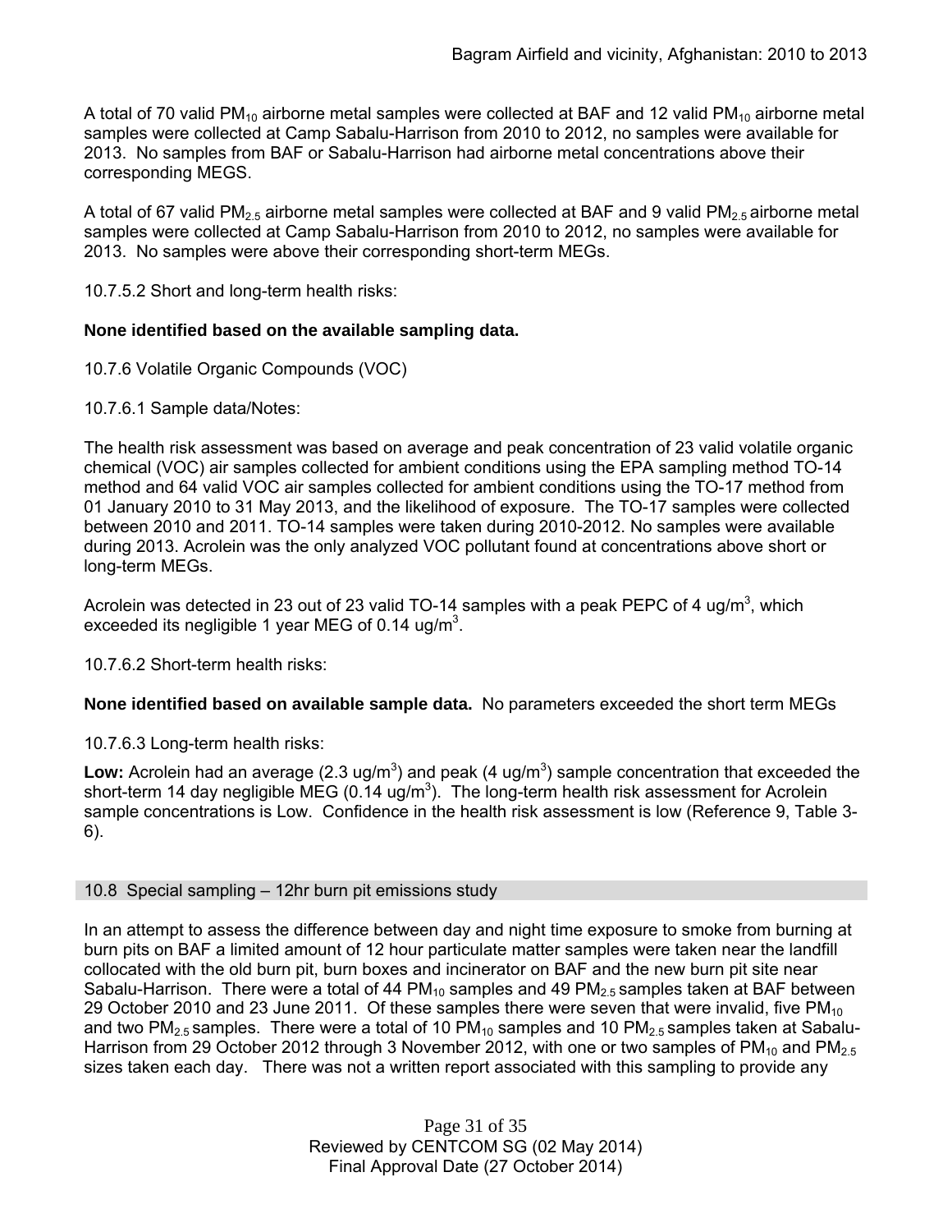A total of 70 valid $PM_{10}$ airborne metal samples were collected at BAF and 12 valid $PM_{10}$ airborne metal samples were collected at Camp Sabalu-Harrison from 2010 to 2012, no samples were available for 2013. No samples from BAF or Sabalu-Harrison had airborne metal concentrations above their corresponding MEGS.

A total of 67 valid $PM_{2.5}$ airborne metal samples were collected at BAF and 9 valid $PM_{2.5}$ airborne metal samples were collected at Camp Sabalu-Harrison from 2010 to 2012, no samples were available for 2013. No samples were above their corresponding short-term MEGs.

10.7.5.2 Short and long-term health risks:

**None identified based on the available sampling data.**

10.7.6 Volatile Organic Compounds (VOC)

10.7.6.1 Sample data/Notes:

The health risk assessment was based on average and peak concentration of 23 valid volatile organic chemical (VOC) air samples collected for ambient conditions using the EPA sampling method TO-14 method and 64 valid VOC air samples collected for ambient conditions using the TO-17 method from 01 January 2010 to 31 May 2013, and the likelihood of exposure. The TO-17 samples were collected between 2010 and 2011. TO-14 samples were taken during 2010-2012. No samples were available during 2013. Acrolein was the only analyzed VOC pollutant found at concentrations above short or long-term MEGs.

Acrolein was detected in 23 out of 23 valid TO-14 samples with a peak PEPC of 4 ug/m$^3$, which exceeded its negligible 1 year MEG of 0.14 ug/m$^3$.

10.7.6.2 Short-term health risks:

**None identified based on available sample data.** No parameters exceeded the short term MEGs

10.7.6.3 Long-term health risks:

**Low:** Acrolein had an average (2.3 ug/m$^3$) and peak (4 ug/m$^3$) sample concentration that exceeded the short-term 14 day negligible MEG (0.14 ug/m$^3$). The long-term health risk assessment for Acrolein sample concentrations is Low. Confidence in the health risk assessment is low (Reference 9, Table 3-6).

## 10.8 Special sampling – 12hr burn pit emissions study

In an attempt to assess the difference between day and night time exposure to smoke from burning at burn pits on BAF a limited amount of 12 hour particulate matter samples were taken near the landfill collocated with the old burn pit, burn boxes and incinerator on BAF and the new burn pit site near Sabalu-Harrison. There were a total of 44 $PM_{10}$ samples and 49 $PM_{2.5}$ samples taken at BAF between 29 October 2010 and 23 June 2011. Of these samples there were seven that were invalid, five $PM_{10}$ and two $PM_{2.5}$ samples. There were a total of 10 $PM_{10}$ samples and 10 $PM_{2.5}$ samples taken at Sabalu-Harrison from 29 October 2012 through 3 November 2012, with one or two samples of $PM_{10}$ and $PM_{2.5}$ sizes taken each day. There was not a written report associated with this sampling to provide any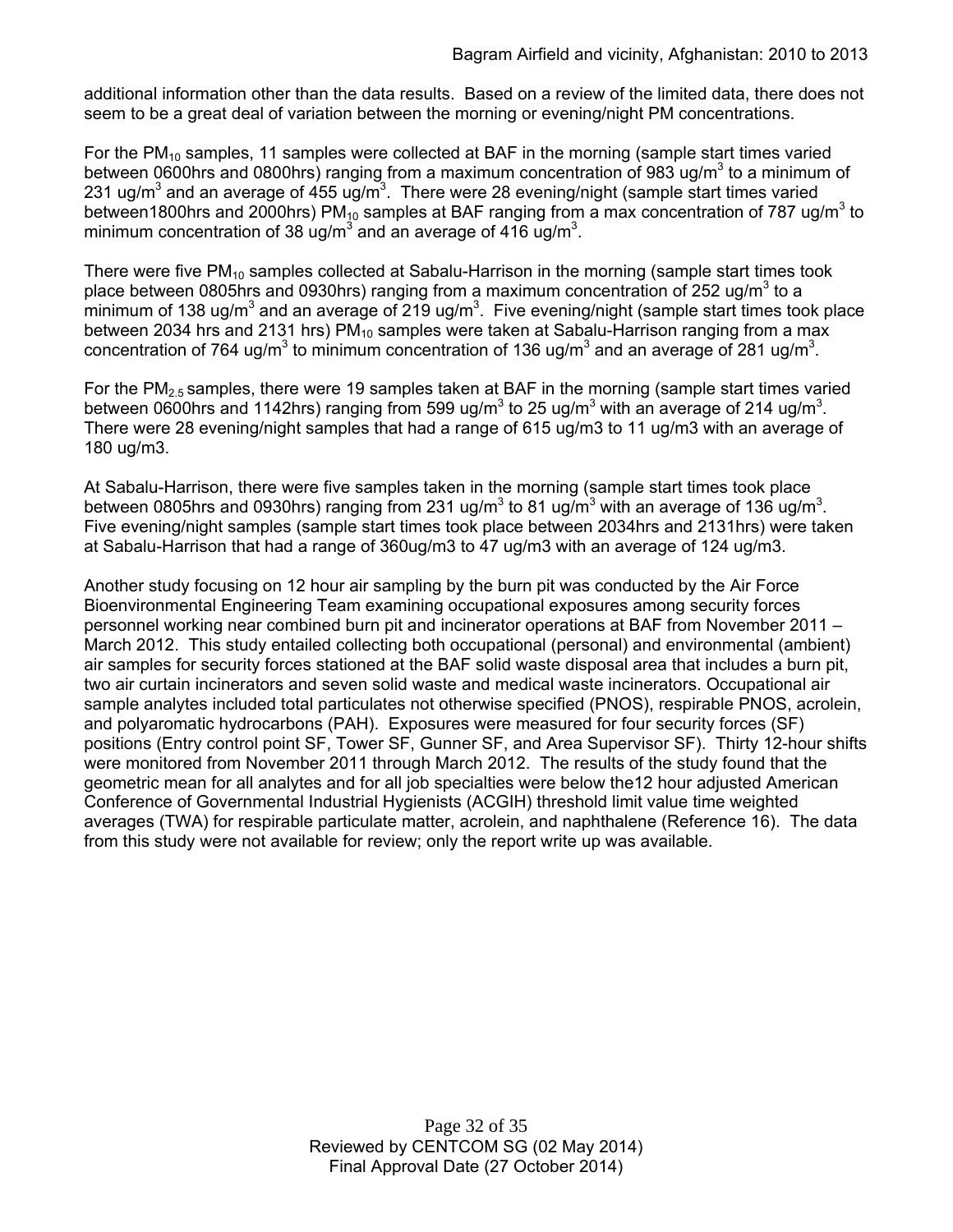additional information other than the data results. Based on a review of the limited data, there does not seem to be a great deal of variation between the morning or evening/night PM concentrations.

For the $PM_{10}$ samples, 11 samples were collected at BAF in the morning (sample start times varied between 0600hrs and 0800hrs) ranging from a maximum concentration of 983 ug/m$^3$ to a minimum of 231 ug/m$^3$ and an average of 455 ug/m$^3$. There were 28 evening/night (sample start times varied between1800hrs and 2000hrs) $PM_{10}$ samples at BAF ranging from a max concentration of 787 ug/m$^3$ to minimum concentration of 38 ug/m$^3$ and an average of 416 ug/m$^3$.

There were five $PM_{10}$ samples collected at Sabalu-Harrison in the morning (sample start times took place between 0805hrs and 0930hrs) ranging from a maximum concentration of 252 ug/m$^3$ to a minimum of 138 ug/m$^3$ and an average of 219 ug/m$^3$. Five evening/night (sample start times took place between 2034 hrs and 2131 hrs) $PM_{10}$ samples were taken at Sabalu-Harrison ranging from a max concentration of 764 ug/m$^3$ to minimum concentration of 136 ug/m$^3$ and an average of 281 ug/m$^3$.

For the $PM_{2.5}$ samples, there were 19 samples taken at BAF in the morning (sample start times varied between 0600hrs and 1142hrs) ranging from 599 ug/m$^3$ to 25 ug/m$^3$ with an average of 214 ug/m$^3$. There were 28 evening/night samples that had a range of 615 ug/m3 to 11 ug/m3 with an average of 180 ug/m3.

At Sabalu-Harrison, there were five samples taken in the morning (sample start times took place between 0805hrs and 0930hrs) ranging from 231 ug/m$^3$ to 81 ug/m$^3$ with an average of 136 ug/m$^3$. Five evening/night samples (sample start times took place between 2034hrs and 2131hrs) were taken at Sabalu-Harrison that had a range of 360ug/m3 to 47 ug/m3 with an average of 124 ug/m3.

Another study focusing on 12 hour air sampling by the burn pit was conducted by the Air Force Bioenvironmental Engineering Team examining occupational exposures among security forces personnel working near combined burn pit and incinerator operations at BAF from November 2011 – March 2012. This study entailed collecting both occupational (personal) and environmental (ambient) air samples for security forces stationed at the BAF solid waste disposal area that includes a burn pit, two air curtain incinerators and seven solid waste and medical waste incinerators. Occupational air sample analytes included total particulates not otherwise specified (PNOS), respirable PNOS, acrolein, and polyaromatic hydrocarbons (PAH). Exposures were measured for four security forces (SF) positions (Entry control point SF, Tower SF, Gunner SF, and Area Supervisor SF). Thirty 12-hour shifts were monitored from November 2011 through March 2012. The results of the study found that the geometric mean for all analytes and for all job specialties were below the12 hour adjusted American Conference of Governmental Industrial Hygienists (ACGIH) threshold limit value time weighted averages (TWA) for respirable particulate matter, acrolein, and naphthalene (Reference 16). The data from this study were not available for review; only the report write up was available.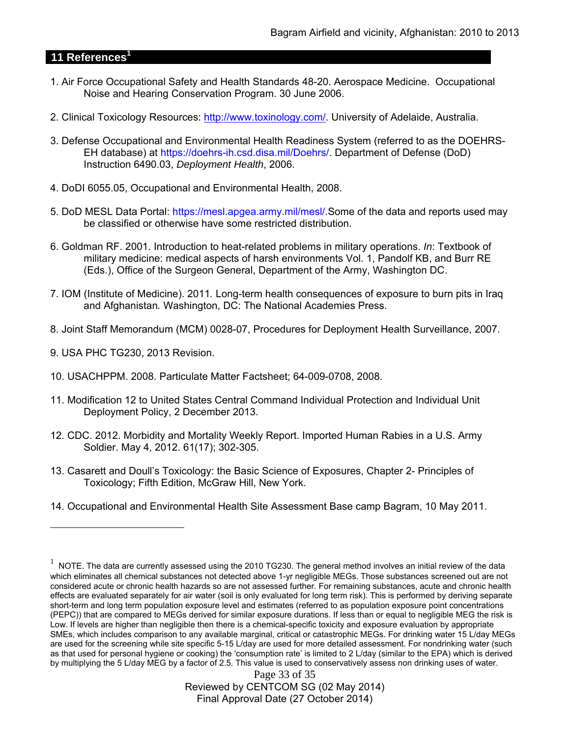## 11 References[1]

1. Air Force Occupational Safety and Health Standards 48-20. Aerospace Medicine. Occupational Noise and Hearing Conservation Program. 30 June 2006.

2. Clinical Toxicology Resources: http://www.toxinology.com/. University of Adelaide, Australia.

3. Defense Occupational and Environmental Health Readiness System (referred to as the DOEHRS-EH database) at https://doehrs-ih.csd.disa.mil/Doehrs/. Department of Defense (DoD) Instruction 6490.03, *Deployment Health*, 2006.

4. DoDI 6055.05, Occupational and Environmental Health, 2008.

5. DoD MESL Data Portal: https://mesl.apgea.army.mil/mesl/.Some of the data and reports used may be classified or otherwise have some restricted distribution.

6. Goldman RF. 2001. Introduction to heat-related problems in military operations. *In*: Textbook of military medicine: medical aspects of harsh environments Vol. 1, Pandolf KB, and Burr RE (Eds.), Office of the Surgeon General, Department of the Army, Washington DC.

7. IOM (Institute of Medicine). 2011*.* Long-term health consequences of exposure to burn pits in Iraq and Afghanistan*.* Washington, DC: The National Academies Press.

8. Joint Staff Memorandum (MCM) 0028-07, Procedures for Deployment Health Surveillance, 2007.

9. USA PHC TG230, 2013 Revision.

10. USACHPPM. 2008. Particulate Matter Factsheet; 64-009-0708, 2008.

11. Modification 12 to United States Central Command Individual Protection and Individual Unit Deployment Policy, 2 December 2013.

12. CDC. 2012. Morbidity and Mortality Weekly Report. Imported Human Rabies in a U.S. Army Soldier. May 4, 2012. 61(17); 302-305.

13. Casarett and Doull's Toxicology: the Basic Science of Exposures, Chapter 2- Principles of Toxicology; Fifth Edition, McGraw Hill, New York.

14. Occupational and Environmental Health Site Assessment Base camp Bagram, 10 May 2011.

---

[1] NOTE. The data are currently assessed using the 2010 TG230. The general method involves an initial review of the data which eliminates all chemical substances not detected above 1-yr negligible MEGs. Those substances screened out are not considered acute or chronic health hazards so are not assessed further. For remaining substances, acute and chronic health effects are evaluated separately for air water (soil is only evaluated for long term risk). This is performed by deriving separate short-term and long term population exposure level and estimates (referred to as population exposure point concentrations (PEPC)) that are compared to MEGs derived for similar exposure durations. If less than or equal to negligible MEG the risk is Low. If levels are higher than negligible then there is a chemical-specific toxicity and exposure evaluation by appropriate SMEs, which includes comparison to any available marginal, critical or catastrophic MEGs. For drinking water 15 L/day MEGs are used for the screening while site specific 5-15 L/day are used for more detailed assessment. For nondrinking water (such as that used for personal hygiene or cooking) the 'consumption rate' is limited to 2 L/day (similar to the EPA) which is derived by multiplying the 5 L/day MEG by a factor of 2.5. This value is used to conservatively assess non drinking uses of water.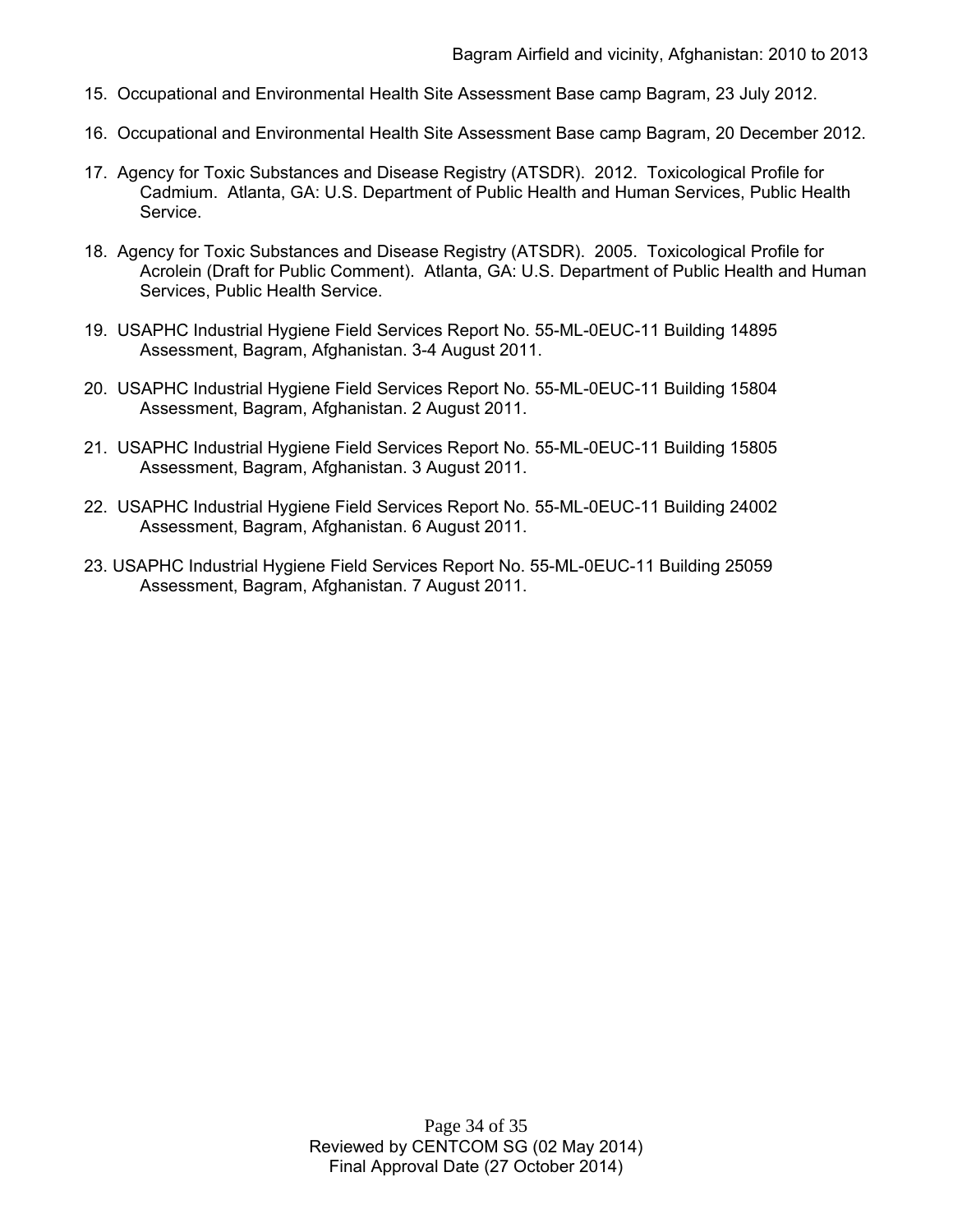15. Occupational and Environmental Health Site Assessment Base camp Bagram, 23 July 2012.

16. Occupational and Environmental Health Site Assessment Base camp Bagram, 20 December 2012.

17. Agency for Toxic Substances and Disease Registry (ATSDR). 2012. Toxicological Profile for Cadmium. Atlanta, GA: U.S. Department of Public Health and Human Services, Public Health Service.

18. Agency for Toxic Substances and Disease Registry (ATSDR). 2005. Toxicological Profile for Acrolein (Draft for Public Comment). Atlanta, GA: U.S. Department of Public Health and Human Services, Public Health Service.

19. USAPHC Industrial Hygiene Field Services Report No. 55-ML-0EUC-11 Building 14895 Assessment, Bagram, Afghanistan. 3-4 August 2011.

20. USAPHC Industrial Hygiene Field Services Report No. 55-ML-0EUC-11 Building 15804 Assessment, Bagram, Afghanistan. 2 August 2011.

21. USAPHC Industrial Hygiene Field Services Report No. 55-ML-0EUC-11 Building 15805 Assessment, Bagram, Afghanistan. 3 August 2011.

22. USAPHC Industrial Hygiene Field Services Report No. 55-ML-0EUC-11 Building 24002 Assessment, Bagram, Afghanistan. 6 August 2011.

23. USAPHC Industrial Hygiene Field Services Report No. 55-ML-0EUC-11 Building 25059 Assessment, Bagram, Afghanistan. 7 August 2011.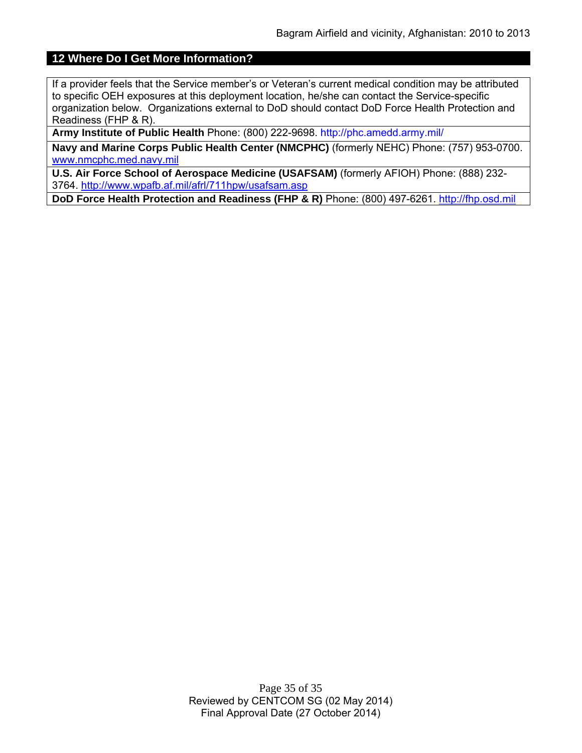## 12 Where Do I Get More Information?

| |
|---|
| If a provider feels that the Service member's or Veteran's current medical condition may be attributed to specific OEH exposures at this deployment location, he/she can contact the Service-specific organization below. Organizations external to DoD should contact DoD Force Health Protection and Readiness (FHP & R). |
| **Army Institute of Public Health** Phone: (800) 222-9698. http://phc.amedd.army.mil/ |
| **Navy and Marine Corps Public Health Center (NMCPHC)** (formerly NEHC) Phone: (757) 953-0700. www.nmcphc.med.navy.mil |
| **U.S. Air Force School of Aerospace Medicine (USAFSAM)** (formerly AFIOH) Phone: (888) 232-3764. http://www.wpafb.af.mil/afrl/711hpw/usafsam.asp |
| **DoD Force Health Protection and Readiness (FHP & R)** Phone: (800) 497-6261. http://fhp.osd.mil |

Reviewed by CENTCOM SG (02 May 2014)
Final Approval Date (27 October 2014)